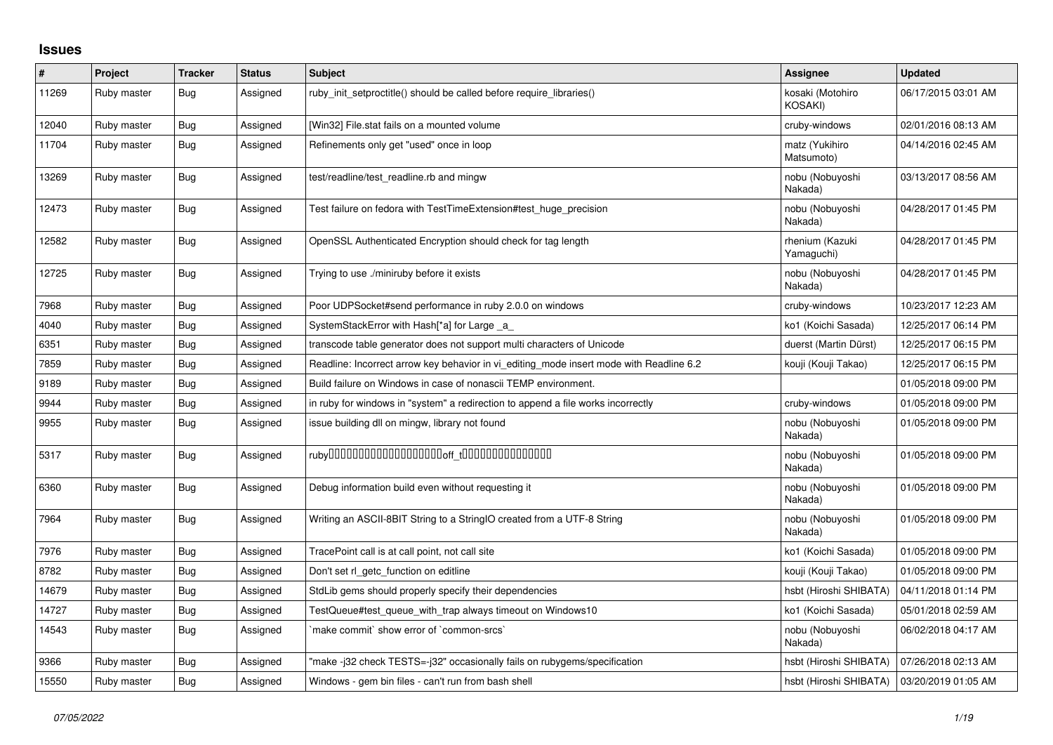# Issues

| # | Project | Tracker | Status | Subject | Assignee | Updated |
|---|---|---|---|---|---|---|
| 11269 | Ruby master | Bug | Assigned | ruby_init_setproctitle() should be called before require_libraries() | kosaki (Motohiro KOSAKI) | 06/17/2015 03:01 AM |
| 12040 | Ruby master | Bug | Assigned | [Win32] File.stat fails on a mounted volume | cruby-windows | 02/01/2016 08:13 AM |
| 11704 | Ruby master | Bug | Assigned | Refinements only get "used" once in loop | matz (Yukihiro Matsumoto) | 04/14/2016 02:45 AM |
| 13269 | Ruby master | Bug | Assigned | test/readline/test_readline.rb and mingw | nobu (Nobuyoshi Nakada) | 03/13/2017 08:56 AM |
| 12473 | Ruby master | Bug | Assigned | Test failure on fedora with TestTimeExtension#test_huge_precision | nobu (Nobuyoshi Nakada) | 04/28/2017 01:45 PM |
| 12582 | Ruby master | Bug | Assigned | OpenSSL Authenticated Encryption should check for tag length | rhenium (Kazuki Yamaguchi) | 04/28/2017 01:45 PM |
| 12725 | Ruby master | Bug | Assigned | Trying to use ./miniruby before it exists | nobu (Nobuyoshi Nakada) | 04/28/2017 01:45 PM |
| 7968 | Ruby master | Bug | Assigned | Poor UDPSocket#send performance in ruby 2.0.0 on windows | cruby-windows | 10/23/2017 12:23 AM |
| 4040 | Ruby master | Bug | Assigned | SystemStackError with Hash[*a] for Large _a_ | ko1 (Koichi Sasada) | 12/25/2017 06:14 PM |
| 6351 | Ruby master | Bug | Assigned | transcode table generator does not support multi characters of Unicode | duerst (Martin Dürst) | 12/25/2017 06:15 PM |
| 7859 | Ruby master | Bug | Assigned | Readline: Incorrect arrow key behavior in vi_editing_mode insert mode with Readline 6.2 | kouji (Kouji Takao) | 12/25/2017 06:15 PM |
| 9189 | Ruby master | Bug | Assigned | Build failure on Windows in case of nonascii TEMP environment. | | 01/05/2018 09:00 PM |
| 9944 | Ruby master | Bug | Assigned | in ruby for windows in "system" a redirection to append a file works incorrectly | cruby-windows | 01/05/2018 09:00 PM |
| 9955 | Ruby master | Bug | Assigned | issue building dll on mingw, library not found | nobu (Nobuyoshi Nakada) | 01/05/2018 09:00 PM |
| 5317 | Ruby master | Bug | Assigned | ruby□□□□□□□□□□□□□□□□□□□□off_t□□□□□□□□□□□□□□□□ | nobu (Nobuyoshi Nakada) | 01/05/2018 09:00 PM |
| 6360 | Ruby master | Bug | Assigned | Debug information build even without requesting it | nobu (Nobuyoshi Nakada) | 01/05/2018 09:00 PM |
| 7964 | Ruby master | Bug | Assigned | Writing an ASCII-8BIT String to a StringIO created from a UTF-8 String | nobu (Nobuyoshi Nakada) | 01/05/2018 09:00 PM |
| 7976 | Ruby master | Bug | Assigned | TracePoint call is at call point, not call site | ko1 (Koichi Sasada) | 01/05/2018 09:00 PM |
| 8782 | Ruby master | Bug | Assigned | Don't set rl_getc_function on editline | kouji (Kouji Takao) | 01/05/2018 09:00 PM |
| 14679 | Ruby master | Bug | Assigned | StdLib gems should properly specify their dependencies | hsbt (Hiroshi SHIBATA) | 04/11/2018 01:14 PM |
| 14727 | Ruby master | Bug | Assigned | TestQueue#test_queue_with_trap always timeout on Windows10 | ko1 (Koichi Sasada) | 05/01/2018 02:59 AM |
| 14543 | Ruby master | Bug | Assigned | `make commit` show error of `common-srcs` | nobu (Nobuyoshi Nakada) | 06/02/2018 04:17 AM |
| 9366 | Ruby master | Bug | Assigned | "make -j32 check TESTS=-j32" occasionally fails on rubygems/specification | hsbt (Hiroshi SHIBATA) | 07/26/2018 02:13 AM |
| 15550 | Ruby master | Bug | Assigned | Windows - gem bin files - can't run from bash shell | hsbt (Hiroshi SHIBATA) | 03/20/2019 01:05 AM |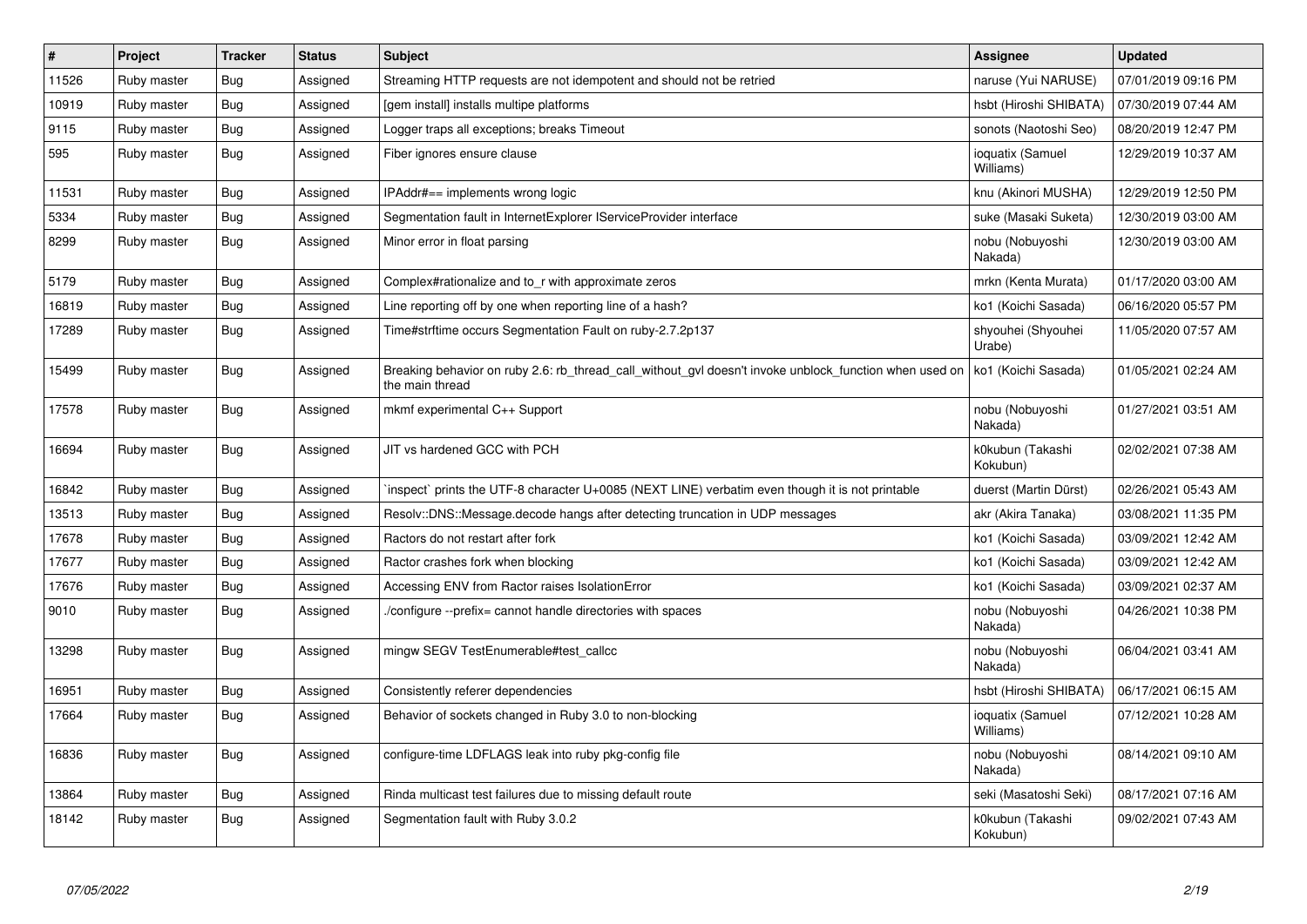| # | Project | Tracker | Status | Subject | Assignee | Updated |
|---|---|---|---|---|---|---|
| 11526 | Ruby master | Bug | Assigned | Streaming HTTP requests are not idempotent and should not be retried | naruse (Yui NARUSE) | 07/01/2019 09:16 PM |
| 10919 | Ruby master | Bug | Assigned | [gem install] installs multipe platforms | hsbt (Hiroshi SHIBATA) | 07/30/2019 07:44 AM |
| 9115 | Ruby master | Bug | Assigned | Logger traps all exceptions; breaks Timeout | sonots (Naotoshi Seo) | 08/20/2019 12:47 PM |
| 595 | Ruby master | Bug | Assigned | Fiber ignores ensure clause | ioquatix (Samuel Williams) | 12/29/2019 10:37 AM |
| 11531 | Ruby master | Bug | Assigned | IPAddr#== implements wrong logic | knu (Akinori MUSHA) | 12/29/2019 12:50 PM |
| 5334 | Ruby master | Bug | Assigned | Segmentation fault in InternetExplorer IServiceProvider interface | suke (Masaki Suketa) | 12/30/2019 03:00 AM |
| 8299 | Ruby master | Bug | Assigned | Minor error in float parsing | nobu (Nobuyoshi Nakada) | 12/30/2019 03:00 AM |
| 5179 | Ruby master | Bug | Assigned | Complex#rationalize and to_r with approximate zeros | mrkn (Kenta Murata) | 01/17/2020 03:00 AM |
| 16819 | Ruby master | Bug | Assigned | Line reporting off by one when reporting line of a hash? | ko1 (Koichi Sasada) | 06/16/2020 05:57 PM |
| 17289 | Ruby master | Bug | Assigned | Time#strftime occurs Segmentation Fault on ruby-2.7.2p137 | shyouhei (Shyouhei Urabe) | 11/05/2020 07:57 AM |
| 15499 | Ruby master | Bug | Assigned | Breaking behavior on ruby 2.6: rb_thread_call_without_gvl doesn't invoke unblock_function when used on the main thread | ko1 (Koichi Sasada) | 01/05/2021 02:24 AM |
| 17578 | Ruby master | Bug | Assigned | mkmf experimental C++ Support | nobu (Nobuyoshi Nakada) | 01/27/2021 03:51 AM |
| 16694 | Ruby master | Bug | Assigned | JIT vs hardened GCC with PCH | k0kubun (Takashi Kokubun) | 02/02/2021 07:38 AM |
| 16842 | Ruby master | Bug | Assigned | `inspect` prints the UTF-8 character U+0085 (NEXT LINE) verbatim even though it is not printable | duerst (Martin Dürst) | 02/26/2021 05:43 AM |
| 13513 | Ruby master | Bug | Assigned | Resolv::DNS::Message.decode hangs after detecting truncation in UDP messages | akr (Akira Tanaka) | 03/08/2021 11:35 PM |
| 17678 | Ruby master | Bug | Assigned | Ractors do not restart after fork | ko1 (Koichi Sasada) | 03/09/2021 12:42 AM |
| 17677 | Ruby master | Bug | Assigned | Ractor crashes fork when blocking | ko1 (Koichi Sasada) | 03/09/2021 12:42 AM |
| 17676 | Ruby master | Bug | Assigned | Accessing ENV from Ractor raises IsolationError | ko1 (Koichi Sasada) | 03/09/2021 02:37 AM |
| 9010 | Ruby master | Bug | Assigned | ./configure --prefix= cannot handle directories with spaces | nobu (Nobuyoshi Nakada) | 04/26/2021 10:38 PM |
| 13298 | Ruby master | Bug | Assigned | mingw SEGV TestEnumerable#test_callcc | nobu (Nobuyoshi Nakada) | 06/04/2021 03:41 AM |
| 16951 | Ruby master | Bug | Assigned | Consistently referer dependencies | hsbt (Hiroshi SHIBATA) | 06/17/2021 06:15 AM |
| 17664 | Ruby master | Bug | Assigned | Behavior of sockets changed in Ruby 3.0 to non-blocking | ioquatix (Samuel Williams) | 07/12/2021 10:28 AM |
| 16836 | Ruby master | Bug | Assigned | configure-time LDFLAGS leak into ruby pkg-config file | nobu (Nobuyoshi Nakada) | 08/14/2021 09:10 AM |
| 13864 | Ruby master | Bug | Assigned | Rinda multicast test failures due to missing default route | seki (Masatoshi Seki) | 08/17/2021 07:16 AM |
| 18142 | Ruby master | Bug | Assigned | Segmentation fault with Ruby 3.0.2 | k0kubun (Takashi Kokubun) | 09/02/2021 07:43 AM |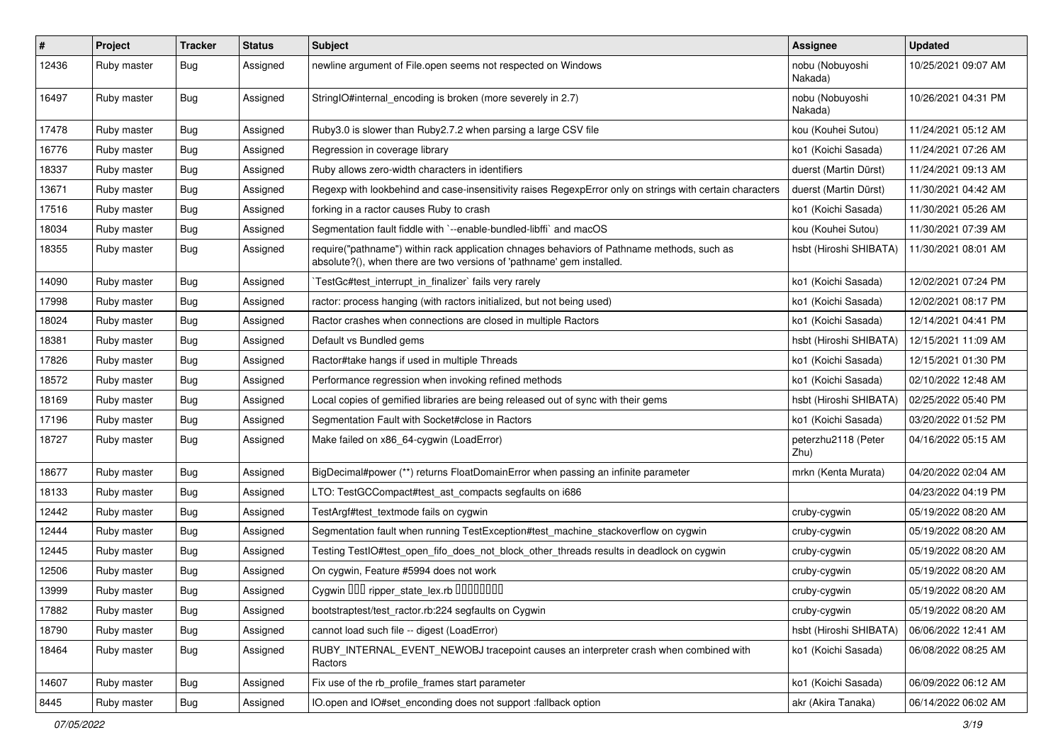| # | Project | Tracker | Status | Subject | Assignee | Updated |
|---|---|---|---|---|---|---|
| 12436 | Ruby master | Bug | Assigned | newline argument of File.open seems not respected on Windows | nobu (Nobuyoshi Nakada) | 10/25/2021 09:07 AM |
| 16497 | Ruby master | Bug | Assigned | StringIO#internal_encoding is broken (more severely in 2.7) | nobu (Nobuyoshi Nakada) | 10/26/2021 04:31 PM |
| 17478 | Ruby master | Bug | Assigned | Ruby3.0 is slower than Ruby2.7.2 when parsing a large CSV file | kou (Kouhei Sutou) | 11/24/2021 05:12 AM |
| 16776 | Ruby master | Bug | Assigned | Regression in coverage library | ko1 (Koichi Sasada) | 11/24/2021 07:26 AM |
| 18337 | Ruby master | Bug | Assigned | Ruby allows zero-width characters in identifiers | duerst (Martin Dürst) | 11/24/2021 09:13 AM |
| 13671 | Ruby master | Bug | Assigned | Regexp with lookbehind and case-insensitivity raises RegexpError only on strings with certain characters | duerst (Martin Dürst) | 11/30/2021 04:42 AM |
| 17516 | Ruby master | Bug | Assigned | forking in a ractor causes Ruby to crash | ko1 (Koichi Sasada) | 11/30/2021 05:26 AM |
| 18034 | Ruby master | Bug | Assigned | Segmentation fault fiddle with `--enable-bundled-libffi` and macOS | kou (Kouhei Sutou) | 11/30/2021 07:39 AM |
| 18355 | Ruby master | Bug | Assigned | require("pathname") within rack application chnages behaviors of Pathname methods, such as absolute?(), when there are two versions of 'pathname' gem installed. | hsbt (Hiroshi SHIBATA) | 11/30/2021 08:01 AM |
| 14090 | Ruby master | Bug | Assigned | `TestGc#test_interrupt_in_finalizer` fails very rarely | ko1 (Koichi Sasada) | 12/02/2021 07:24 PM |
| 17998 | Ruby master | Bug | Assigned | ractor: process hanging (with ractors initialized, but not being used) | ko1 (Koichi Sasada) | 12/02/2021 08:17 PM |
| 18024 | Ruby master | Bug | Assigned | Ractor crashes when connections are closed in multiple Ractors | ko1 (Koichi Sasada) | 12/14/2021 04:41 PM |
| 18381 | Ruby master | Bug | Assigned | Default vs Bundled gems | hsbt (Hiroshi SHIBATA) | 12/15/2021 11:09 AM |
| 17826 | Ruby master | Bug | Assigned | Ractor#take hangs if used in multiple Threads | ko1 (Koichi Sasada) | 12/15/2021 01:30 PM |
| 18572 | Ruby master | Bug | Assigned | Performance regression when invoking refined methods | ko1 (Koichi Sasada) | 02/10/2022 12:48 AM |
| 18169 | Ruby master | Bug | Assigned | Local copies of gemified libraries are being released out of sync with their gems | hsbt (Hiroshi SHIBATA) | 02/25/2022 05:40 PM |
| 17196 | Ruby master | Bug | Assigned | Segmentation Fault with Socket#close in Ractors | ko1 (Koichi Sasada) | 03/20/2022 01:52 PM |
| 18727 | Ruby master | Bug | Assigned | Make failed on x86_64-cygwin (LoadError) | peterzhu2118 (Peter Zhu) | 04/16/2022 05:15 AM |
| 18677 | Ruby master | Bug | Assigned | BigDecimal#power (**) returns FloatDomainError when passing an infinite parameter | mrkn (Kenta Murata) | 04/20/2022 02:04 AM |
| 18133 | Ruby master | Bug | Assigned | LTO: TestGCCompact#test_ast_compacts segfaults on i686 | | 04/23/2022 04:19 PM |
| 12442 | Ruby master | Bug | Assigned | TestArgf#test_textmode fails on cygwin | cruby-cygwin | 05/19/2022 08:20 AM |
| 12444 | Ruby master | Bug | Assigned | Segmentation fault when running TestException#test_machine_stackoverflow on cygwin | cruby-cygwin | 05/19/2022 08:20 AM |
| 12445 | Ruby master | Bug | Assigned | Testing TestIO#test_open_fifo_does_not_block_other_threads results in deadlock on cygwin | cruby-cygwin | 05/19/2022 08:20 AM |
| 12506 | Ruby master | Bug | Assigned | On cygwin, Feature #5994 does not work | cruby-cygwin | 05/19/2022 08:20 AM |
| 13999 | Ruby master | Bug | Assigned | Cygwin □□□ ripper_state_lex.rb □□□□□□□□ | cruby-cygwin | 05/19/2022 08:20 AM |
| 17882 | Ruby master | Bug | Assigned | bootstraptest/test_ractor.rb:224 segfaults on Cygwin | cruby-cygwin | 05/19/2022 08:20 AM |
| 18790 | Ruby master | Bug | Assigned | cannot load such file -- digest (LoadError) | hsbt (Hiroshi SHIBATA) | 06/06/2022 12:41 AM |
| 18464 | Ruby master | Bug | Assigned | RUBY_INTERNAL_EVENT_NEWOBJ tracepoint causes an interpreter crash when combined with Ractors | ko1 (Koichi Sasada) | 06/08/2022 08:25 AM |
| 14607 | Ruby master | Bug | Assigned | Fix use of the rb_profile_frames start parameter | ko1 (Koichi Sasada) | 06/09/2022 06:12 AM |
| 8445 | Ruby master | Bug | Assigned | IO.open and IO#set_enconding does not support :fallback option | akr (Akira Tanaka) | 06/14/2022 06:02 AM |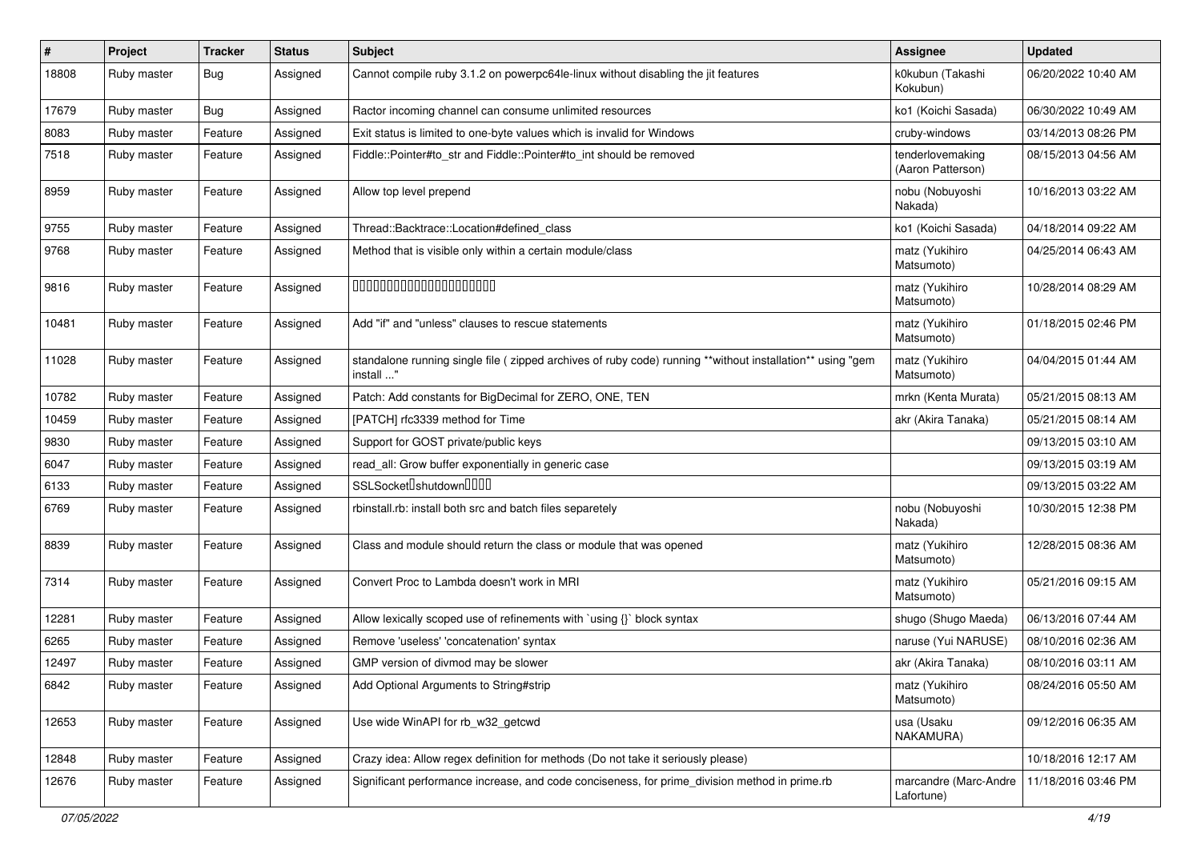| # | Project | Tracker | Status | Subject | Assignee | Updated |
|---|---|---|---|---|---|---|
| 18808 | Ruby master | Bug | Assigned | Cannot compile ruby 3.1.2 on powerpc64le-linux without disabling the jit features | k0kubun (Takashi Kokubun) | 06/20/2022 10:40 AM |
| 17679 | Ruby master | Bug | Assigned | Ractor incoming channel can consume unlimited resources | ko1 (Koichi Sasada) | 06/30/2022 10:49 AM |
| 8083 | Ruby master | Feature | Assigned | Exit status is limited to one-byte values which is invalid for Windows | cruby-windows | 03/14/2013 08:26 PM |
| 7518 | Ruby master | Feature | Assigned | Fiddle::Pointer#to_str and Fiddle::Pointer#to_int should be removed | tenderlovemaking (Aaron Patterson) | 08/15/2013 04:56 AM |
| 8959 | Ruby master | Feature | Assigned | Allow top level prepend | nobu (Nobuyoshi Nakada) | 10/16/2013 03:22 AM |
| 9755 | Ruby master | Feature | Assigned | Thread::Backtrace::Location#defined_class | ko1 (Koichi Sasada) | 04/18/2014 09:22 AM |
| 9768 | Ruby master | Feature | Assigned | Method that is visible only within a certain module/class | matz (Yukihiro Matsumoto) | 04/25/2014 06:43 AM |
| 9816 | Ruby master | Feature | Assigned | □□□□□□□□□□□□□□□□□□□□□□ | matz (Yukihiro Matsumoto) | 10/28/2014 08:29 AM |
| 10481 | Ruby master | Feature | Assigned | Add "if" and "unless" clauses to rescue statements | matz (Yukihiro Matsumoto) | 01/18/2015 02:46 PM |
| 11028 | Ruby master | Feature | Assigned | standalone running single file ( zipped archives of ruby code) running **without installation** using "gem install ..." | matz (Yukihiro Matsumoto) | 04/04/2015 01:44 AM |
| 10782 | Ruby master | Feature | Assigned | Patch: Add constants for BigDecimal for ZERO, ONE, TEN | mrkn (Kenta Murata) | 05/21/2015 08:13 AM |
| 10459 | Ruby master | Feature | Assigned | [PATCH] rfc3339 method for Time | akr (Akira Tanaka) | 05/21/2015 08:14 AM |
| 9830 | Ruby master | Feature | Assigned | Support for GOST private/public keys | | 09/13/2015 03:10 AM |
| 6047 | Ruby master | Feature | Assigned | read_all: Grow buffer exponentially in generic case | | 09/13/2015 03:19 AM |
| 6133 | Ruby master | Feature | Assigned | SSLSocket□shutdown□□□□ | | 09/13/2015 03:22 AM |
| 6769 | Ruby master | Feature | Assigned | rbinstall.rb: install both src and batch files separetely | nobu (Nobuyoshi Nakada) | 10/30/2015 12:38 PM |
| 8839 | Ruby master | Feature | Assigned | Class and module should return the class or module that was opened | matz (Yukihiro Matsumoto) | 12/28/2015 08:36 AM |
| 7314 | Ruby master | Feature | Assigned | Convert Proc to Lambda doesn't work in MRI | matz (Yukihiro Matsumoto) | 05/21/2016 09:15 AM |
| 12281 | Ruby master | Feature | Assigned | Allow lexically scoped use of refinements with `using {}` block syntax | shugo (Shugo Maeda) | 06/13/2016 07:44 AM |
| 6265 | Ruby master | Feature | Assigned | Remove 'useless' 'concatenation' syntax | naruse (Yui NARUSE) | 08/10/2016 02:36 AM |
| 12497 | Ruby master | Feature | Assigned | GMP version of divmod may be slower | akr (Akira Tanaka) | 08/10/2016 03:11 AM |
| 6842 | Ruby master | Feature | Assigned | Add Optional Arguments to String#strip | matz (Yukihiro Matsumoto) | 08/24/2016 05:50 AM |
| 12653 | Ruby master | Feature | Assigned | Use wide WinAPI for rb_w32_getcwd | usa (Usaku NAKAMURA) | 09/12/2016 06:35 AM |
| 12848 | Ruby master | Feature | Assigned | Crazy idea: Allow regex definition for methods (Do not take it seriously please) | | 10/18/2016 12:17 AM |
| 12676 | Ruby master | Feature | Assigned | Significant performance increase, and code conciseness, for prime_division method in prime.rb | marcandre (Marc-Andre Lafortune) | 11/18/2016 03:46 PM |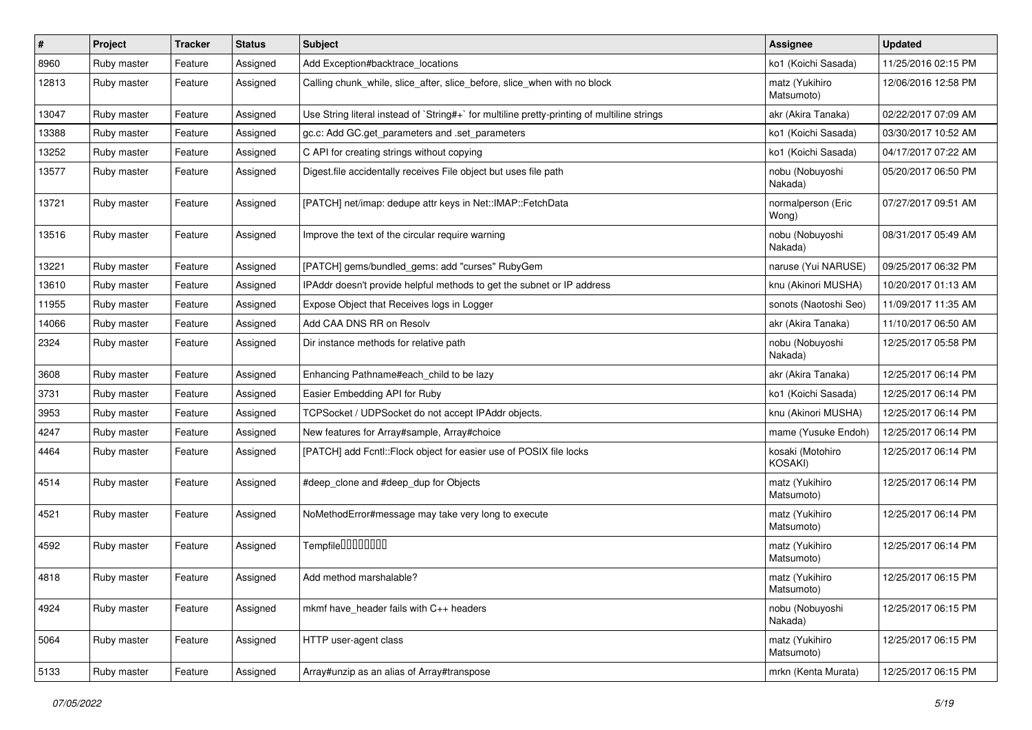| # | Project | Tracker | Status | Subject | Assignee | Updated |
|---|---|---|---|---|---|---|
| 8960 | Ruby master | Feature | Assigned | Add Exception#backtrace_locations | ko1 (Koichi Sasada) | 11/25/2016 02:15 PM |
| 12813 | Ruby master | Feature | Assigned | Calling chunk_while, slice_after, slice_before, slice_when with no block | matz (Yukihiro Matsumoto) | 12/06/2016 12:58 PM |
| 13047 | Ruby master | Feature | Assigned | Use String literal instead of `String#+` for multiline pretty-printing of multiline strings | akr (Akira Tanaka) | 02/22/2017 07:09 AM |
| 13388 | Ruby master | Feature | Assigned | gc.c: Add GC.get_parameters and .set_parameters | ko1 (Koichi Sasada) | 03/30/2017 10:52 AM |
| 13252 | Ruby master | Feature | Assigned | C API for creating strings without copying | ko1 (Koichi Sasada) | 04/17/2017 07:22 AM |
| 13577 | Ruby master | Feature | Assigned | Digest.file accidentally receives File object but uses file path | nobu (Nobuyoshi Nakada) | 05/20/2017 06:50 PM |
| 13721 | Ruby master | Feature | Assigned | [PATCH] net/imap: dedupe attr keys in Net::IMAP::FetchData | normalperson (Eric Wong) | 07/27/2017 09:51 AM |
| 13516 | Ruby master | Feature | Assigned | Improve the text of the circular require warning | nobu (Nobuyoshi Nakada) | 08/31/2017 05:49 AM |
| 13221 | Ruby master | Feature | Assigned | [PATCH] gems/bundled_gems: add "curses" RubyGem | naruse (Yui NARUSE) | 09/25/2017 06:32 PM |
| 13610 | Ruby master | Feature | Assigned | IPAddr doesn't provide helpful methods to get the subnet or IP address | knu (Akinori MUSHA) | 10/20/2017 01:13 AM |
| 11955 | Ruby master | Feature | Assigned | Expose Object that Receives logs in Logger | sonots (Naotoshi Seo) | 11/09/2017 11:35 AM |
| 14066 | Ruby master | Feature | Assigned | Add CAA DNS RR on Resolv | akr (Akira Tanaka) | 11/10/2017 06:50 AM |
| 2324 | Ruby master | Feature | Assigned | Dir instance methods for relative path | nobu (Nobuyoshi Nakada) | 12/25/2017 05:58 PM |
| 3608 | Ruby master | Feature | Assigned | Enhancing Pathname#each_child to be lazy | akr (Akira Tanaka) | 12/25/2017 06:14 PM |
| 3731 | Ruby master | Feature | Assigned | Easier Embedding API for Ruby | ko1 (Koichi Sasada) | 12/25/2017 06:14 PM |
| 3953 | Ruby master | Feature | Assigned | TCPSocket / UDPSocket do not accept IPAddr objects. | knu (Akinori MUSHA) | 12/25/2017 06:14 PM |
| 4247 | Ruby master | Feature | Assigned | New features for Array#sample, Array#choice | mame (Yusuke Endoh) | 12/25/2017 06:14 PM |
| 4464 | Ruby master | Feature | Assigned | [PATCH] add Fcntl::Flock object for easier use of POSIX file locks | kosaki (Motohiro KOSAKI) | 12/25/2017 06:14 PM |
| 4514 | Ruby master | Feature | Assigned | #deep_clone and #deep_dup for Objects | matz (Yukihiro Matsumoto) | 12/25/2017 06:14 PM |
| 4521 | Ruby master | Feature | Assigned | NoMethodError#message may take very long to execute | matz (Yukihiro Matsumoto) | 12/25/2017 06:14 PM |
| 4592 | Ruby master | Feature | Assigned | Tempfile�������� | matz (Yukihiro Matsumoto) | 12/25/2017 06:14 PM |
| 4818 | Ruby master | Feature | Assigned | Add method marshalable? | matz (Yukihiro Matsumoto) | 12/25/2017 06:15 PM |
| 4924 | Ruby master | Feature | Assigned | mkmf have_header fails with C++ headers | nobu (Nobuyoshi Nakada) | 12/25/2017 06:15 PM |
| 5064 | Ruby master | Feature | Assigned | HTTP user-agent class | matz (Yukihiro Matsumoto) | 12/25/2017 06:15 PM |
| 5133 | Ruby master | Feature | Assigned | Array#unzip as an alias of Array#transpose | mrkn (Kenta Murata) | 12/25/2017 06:15 PM |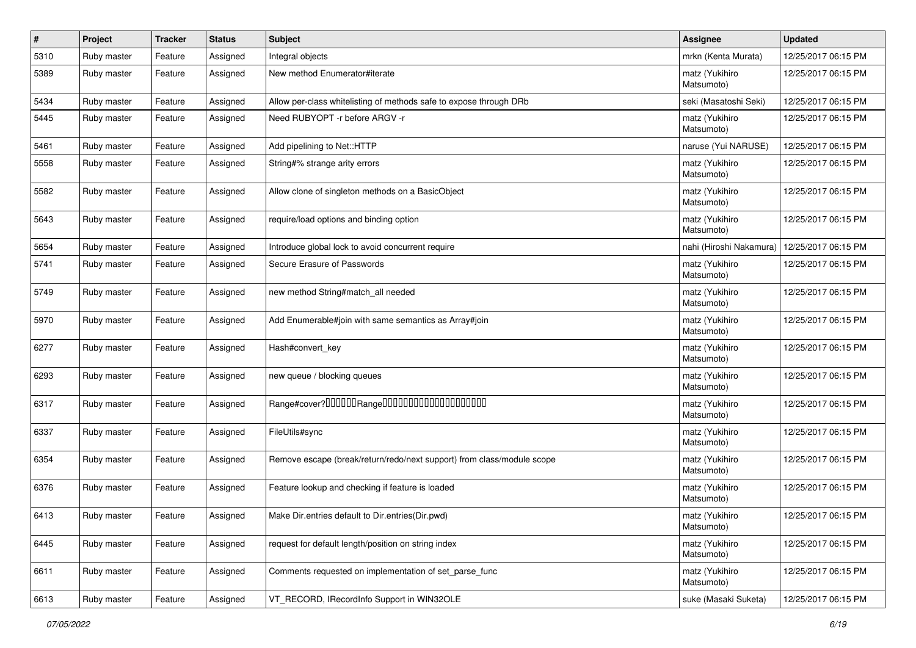| # | Project | Tracker | Status | Subject | Assignee | Updated |
|---|---|---|---|---|---|---|
| 5310 | Ruby master | Feature | Assigned | Integral objects | mrkn (Kenta Murata) | 12/25/2017 06:15 PM |
| 5389 | Ruby master | Feature | Assigned | New method Enumerator#iterate | matz (Yukihiro Matsumoto) | 12/25/2017 06:15 PM |
| 5434 | Ruby master | Feature | Assigned | Allow per-class whitelisting of methods safe to expose through DRb | seki (Masatoshi Seki) | 12/25/2017 06:15 PM |
| 5445 | Ruby master | Feature | Assigned | Need RUBYOPT -r before ARGV -r | matz (Yukihiro Matsumoto) | 12/25/2017 06:15 PM |
| 5461 | Ruby master | Feature | Assigned | Add pipelining to Net::HTTP | naruse (Yui NARUSE) | 12/25/2017 06:15 PM |
| 5558 | Ruby master | Feature | Assigned | String#% strange arity errors | matz (Yukihiro Matsumoto) | 12/25/2017 06:15 PM |
| 5582 | Ruby master | Feature | Assigned | Allow clone of singleton methods on a BasicObject | matz (Yukihiro Matsumoto) | 12/25/2017 06:15 PM |
| 5643 | Ruby master | Feature | Assigned | require/load options and binding option | matz (Yukihiro Matsumoto) | 12/25/2017 06:15 PM |
| 5654 | Ruby master | Feature | Assigned | Introduce global lock to avoid concurrent require | nahi (Hiroshi Nakamura) | 12/25/2017 06:15 PM |
| 5741 | Ruby master | Feature | Assigned | Secure Erasure of Passwords | matz (Yukihiro Matsumoto) | 12/25/2017 06:15 PM |
| 5749 | Ruby master | Feature | Assigned | new method String#match_all needed | matz (Yukihiro Matsumoto) | 12/25/2017 06:15 PM |
| 5970 | Ruby master | Feature | Assigned | Add Enumerable#join with same semantics as Array#join | matz (Yukihiro Matsumoto) | 12/25/2017 06:15 PM |
| 6277 | Ruby master | Feature | Assigned | Hash#convert_key | matz (Yukihiro Matsumoto) | 12/25/2017 06:15 PM |
| 6293 | Ruby master | Feature | Assigned | new queue / blocking queues | matz (Yukihiro Matsumoto) | 12/25/2017 06:15 PM |
| 6317 | Ruby master | Feature | Assigned | Range#cover?□□□□□□Range□□□□□□□□□□□□□□□□□□□□ | matz (Yukihiro Matsumoto) | 12/25/2017 06:15 PM |
| 6337 | Ruby master | Feature | Assigned | FileUtils#sync | matz (Yukihiro Matsumoto) | 12/25/2017 06:15 PM |
| 6354 | Ruby master | Feature | Assigned | Remove escape (break/return/redo/next support) from class/module scope | matz (Yukihiro Matsumoto) | 12/25/2017 06:15 PM |
| 6376 | Ruby master | Feature | Assigned | Feature lookup and checking if feature is loaded | matz (Yukihiro Matsumoto) | 12/25/2017 06:15 PM |
| 6413 | Ruby master | Feature | Assigned | Make Dir.entries default to Dir.entries(Dir.pwd) | matz (Yukihiro Matsumoto) | 12/25/2017 06:15 PM |
| 6445 | Ruby master | Feature | Assigned | request for default length/position on string index | matz (Yukihiro Matsumoto) | 12/25/2017 06:15 PM |
| 6611 | Ruby master | Feature | Assigned | Comments requested on implementation of set_parse_func | matz (Yukihiro Matsumoto) | 12/25/2017 06:15 PM |
| 6613 | Ruby master | Feature | Assigned | VT_RECORD, IRecordInfo Support in WIN32OLE | suke (Masaki Suketa) | 12/25/2017 06:15 PM |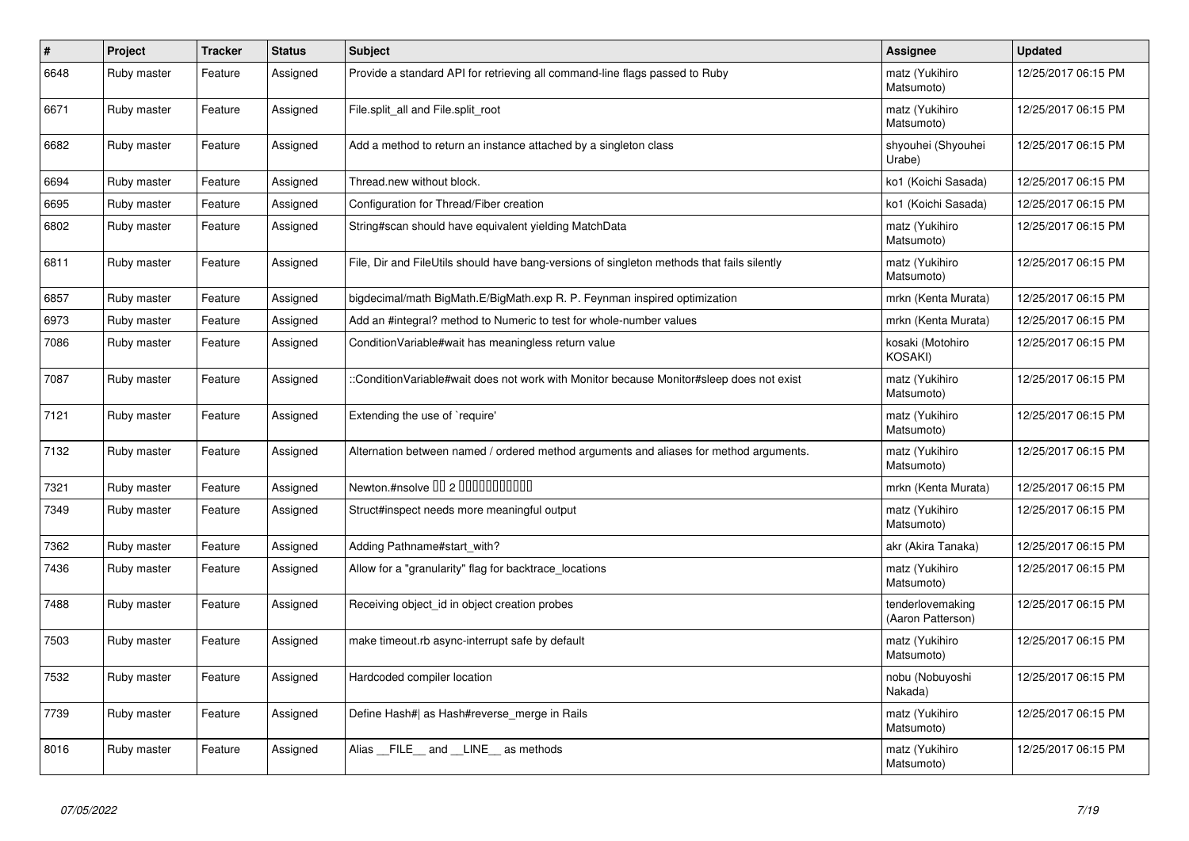| # | Project | Tracker | Status | Subject | Assignee | Updated |
|---|---|---|---|---|---|---|
| 6648 | Ruby master | Feature | Assigned | Provide a standard API for retrieving all command-line flags passed to Ruby | matz (Yukihiro Matsumoto) | 12/25/2017 06:15 PM |
| 6671 | Ruby master | Feature | Assigned | File.split_all and File.split_root | matz (Yukihiro Matsumoto) | 12/25/2017 06:15 PM |
| 6682 | Ruby master | Feature | Assigned | Add a method to return an instance attached by a singleton class | shyouhei (Shyouhei Urabe) | 12/25/2017 06:15 PM |
| 6694 | Ruby master | Feature | Assigned | Thread.new without block. | ko1 (Koichi Sasada) | 12/25/2017 06:15 PM |
| 6695 | Ruby master | Feature | Assigned | Configuration for Thread/Fiber creation | ko1 (Koichi Sasada) | 12/25/2017 06:15 PM |
| 6802 | Ruby master | Feature | Assigned | String#scan should have equivalent yielding MatchData | matz (Yukihiro Matsumoto) | 12/25/2017 06:15 PM |
| 6811 | Ruby master | Feature | Assigned | File, Dir and FileUtils should have bang-versions of singleton methods that fails silently | matz (Yukihiro Matsumoto) | 12/25/2017 06:15 PM |
| 6857 | Ruby master | Feature | Assigned | bigdecimal/math BigMath.E/BigMath.exp R. P. Feynman inspired optimization | mrkn (Kenta Murata) | 12/25/2017 06:15 PM |
| 6973 | Ruby master | Feature | Assigned | Add an #integral? method to Numeric to test for whole-number values | mrkn (Kenta Murata) | 12/25/2017 06:15 PM |
| 7086 | Ruby master | Feature | Assigned | ConditionVariable#wait has meaningless return value | kosaki (Motohiro KOSAKI) | 12/25/2017 06:15 PM |
| 7087 | Ruby master | Feature | Assigned | ::ConditionVariable#wait does not work with Monitor because Monitor#sleep does not exist | matz (Yukihiro Matsumoto) | 12/25/2017 06:15 PM |
| 7121 | Ruby master | Feature | Assigned | Extending the use of `require' | matz (Yukihiro Matsumoto) | 12/25/2017 06:15 PM |
| 7132 | Ruby master | Feature | Assigned | Alternation between named / ordered method arguments and aliases for method arguments. | matz (Yukihiro Matsumoto) | 12/25/2017 06:15 PM |
| 7321 | Ruby master | Feature | Assigned | Newton.#nsolve 00 2 0000000000 | mrkn (Kenta Murata) | 12/25/2017 06:15 PM |
| 7349 | Ruby master | Feature | Assigned | Struct#inspect needs more meaningful output | matz (Yukihiro Matsumoto) | 12/25/2017 06:15 PM |
| 7362 | Ruby master | Feature | Assigned | Adding Pathname#start_with? | akr (Akira Tanaka) | 12/25/2017 06:15 PM |
| 7436 | Ruby master | Feature | Assigned | Allow for a "granularity" flag for backtrace_locations | matz (Yukihiro Matsumoto) | 12/25/2017 06:15 PM |
| 7488 | Ruby master | Feature | Assigned | Receiving object_id in object creation probes | tenderlovemaking (Aaron Patterson) | 12/25/2017 06:15 PM |
| 7503 | Ruby master | Feature | Assigned | make timeout.rb async-interrupt safe by default | matz (Yukihiro Matsumoto) | 12/25/2017 06:15 PM |
| 7532 | Ruby master | Feature | Assigned | Hardcoded compiler location | nobu (Nobuyoshi Nakada) | 12/25/2017 06:15 PM |
| 7739 | Ruby master | Feature | Assigned | Define Hash#| as Hash#reverse_merge in Rails | matz (Yukihiro Matsumoto) | 12/25/2017 06:15 PM |
| 8016 | Ruby master | Feature | Assigned | Alias __FILE__ and __LINE__ as methods | matz (Yukihiro Matsumoto) | 12/25/2017 06:15 PM |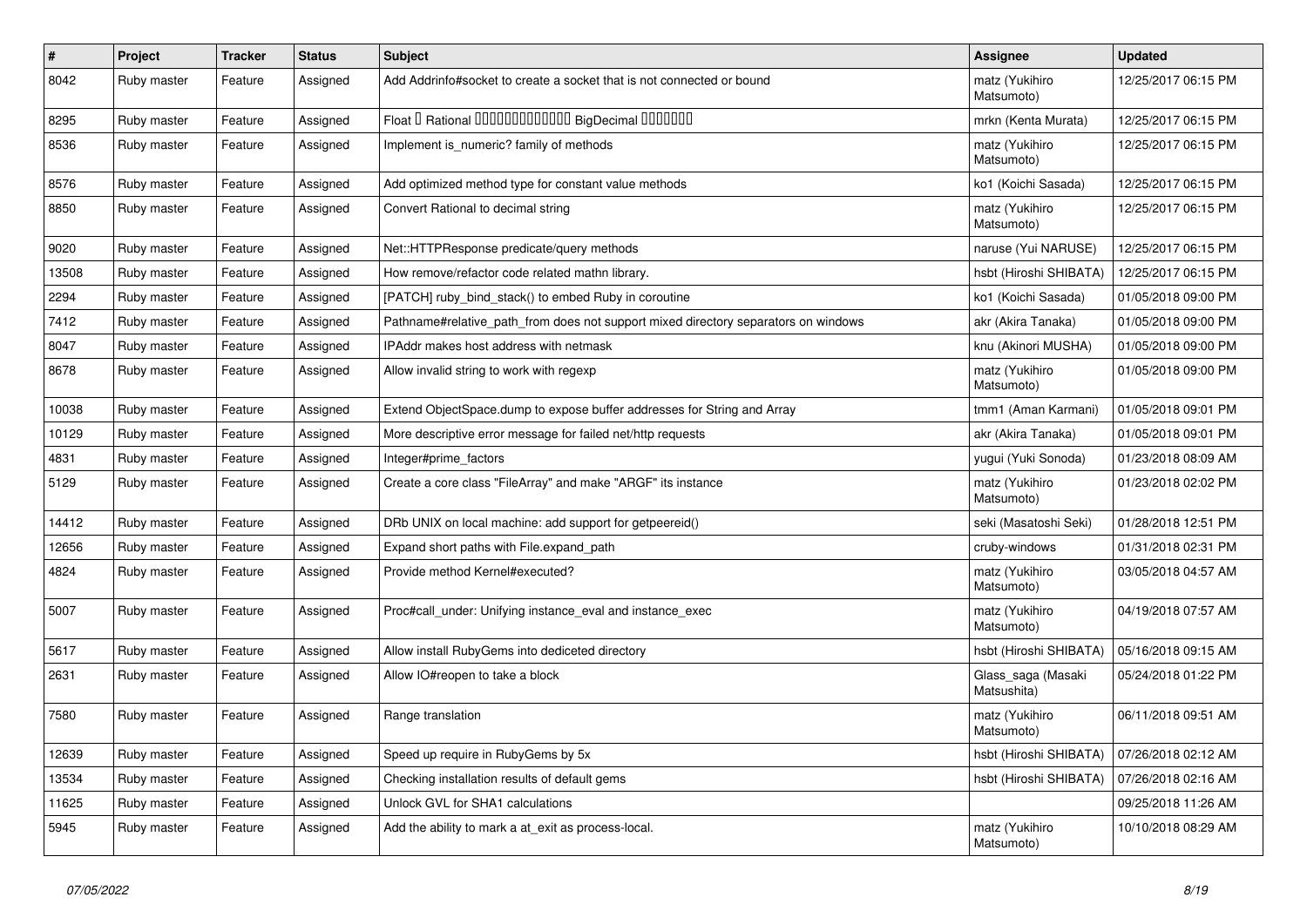| # | Project | Tracker | Status | Subject | Assignee | Updated |
|---|---|---|---|---|---|---|
| 8042 | Ruby master | Feature | Assigned | Add Addrinfo#socket to create a socket that is not connected or bound | matz (Yukihiro Matsumoto) | 12/25/2017 06:15 PM |
| 8295 | Ruby master | Feature | Assigned | Float ￼ Rational ￼￼￼￼￼￼￼￼￼￼￼￼￼ BigDecimal ￼￼￼￼￼￼￼ | mrkn (Kenta Murata) | 12/25/2017 06:15 PM |
| 8536 | Ruby master | Feature | Assigned | Implement is_numeric? family of methods | matz (Yukihiro Matsumoto) | 12/25/2017 06:15 PM |
| 8576 | Ruby master | Feature | Assigned | Add optimized method type for constant value methods | ko1 (Koichi Sasada) | 12/25/2017 06:15 PM |
| 8850 | Ruby master | Feature | Assigned | Convert Rational to decimal string | matz (Yukihiro Matsumoto) | 12/25/2017 06:15 PM |
| 9020 | Ruby master | Feature | Assigned | Net::HTTPResponse predicate/query methods | naruse (Yui NARUSE) | 12/25/2017 06:15 PM |
| 13508 | Ruby master | Feature | Assigned | How remove/refactor code related mathn library. | hsbt (Hiroshi SHIBATA) | 12/25/2017 06:15 PM |
| 2294 | Ruby master | Feature | Assigned | [PATCH] ruby_bind_stack() to embed Ruby in coroutine | ko1 (Koichi Sasada) | 01/05/2018 09:00 PM |
| 7412 | Ruby master | Feature | Assigned | Pathname#relative_path_from does not support mixed directory separators on windows | akr (Akira Tanaka) | 01/05/2018 09:00 PM |
| 8047 | Ruby master | Feature | Assigned | IPAddr makes host address with netmask | knu (Akinori MUSHA) | 01/05/2018 09:00 PM |
| 8678 | Ruby master | Feature | Assigned | Allow invalid string to work with regexp | matz (Yukihiro Matsumoto) | 01/05/2018 09:00 PM |
| 10038 | Ruby master | Feature | Assigned | Extend ObjectSpace.dump to expose buffer addresses for String and Array | tmm1 (Aman Karmani) | 01/05/2018 09:01 PM |
| 10129 | Ruby master | Feature | Assigned | More descriptive error message for failed net/http requests | akr (Akira Tanaka) | 01/05/2018 09:01 PM |
| 4831 | Ruby master | Feature | Assigned | Integer#prime_factors | yugui (Yuki Sonoda) | 01/23/2018 08:09 AM |
| 5129 | Ruby master | Feature | Assigned | Create a core class "FileArray" and make "ARGF" its instance | matz (Yukihiro Matsumoto) | 01/23/2018 02:02 PM |
| 14412 | Ruby master | Feature | Assigned | DRb UNIX on local machine: add support for getpeereid() | seki (Masatoshi Seki) | 01/28/2018 12:51 PM |
| 12656 | Ruby master | Feature | Assigned | Expand short paths with File.expand_path | cruby-windows | 01/31/2018 02:31 PM |
| 4824 | Ruby master | Feature | Assigned | Provide method Kernel#executed? | matz (Yukihiro Matsumoto) | 03/05/2018 04:57 AM |
| 5007 | Ruby master | Feature | Assigned | Proc#call_under: Unifying instance_eval and instance_exec | matz (Yukihiro Matsumoto) | 04/19/2018 07:57 AM |
| 5617 | Ruby master | Feature | Assigned | Allow install RubyGems into dediceted directory | hsbt (Hiroshi SHIBATA) | 05/16/2018 09:15 AM |
| 2631 | Ruby master | Feature | Assigned | Allow IO#reopen to take a block | Glass_saga (Masaki Matsushita) | 05/24/2018 01:22 PM |
| 7580 | Ruby master | Feature | Assigned | Range translation | matz (Yukihiro Matsumoto) | 06/11/2018 09:51 AM |
| 12639 | Ruby master | Feature | Assigned | Speed up require in RubyGems by 5x | hsbt (Hiroshi SHIBATA) | 07/26/2018 02:12 AM |
| 13534 | Ruby master | Feature | Assigned | Checking installation results of default gems | hsbt (Hiroshi SHIBATA) | 07/26/2018 02:16 AM |
| 11625 | Ruby master | Feature | Assigned | Unlock GVL for SHA1 calculations | | 09/25/2018 11:26 AM |
| 5945 | Ruby master | Feature | Assigned | Add the ability to mark a at_exit as process-local. | matz (Yukihiro Matsumoto) | 10/10/2018 08:29 AM |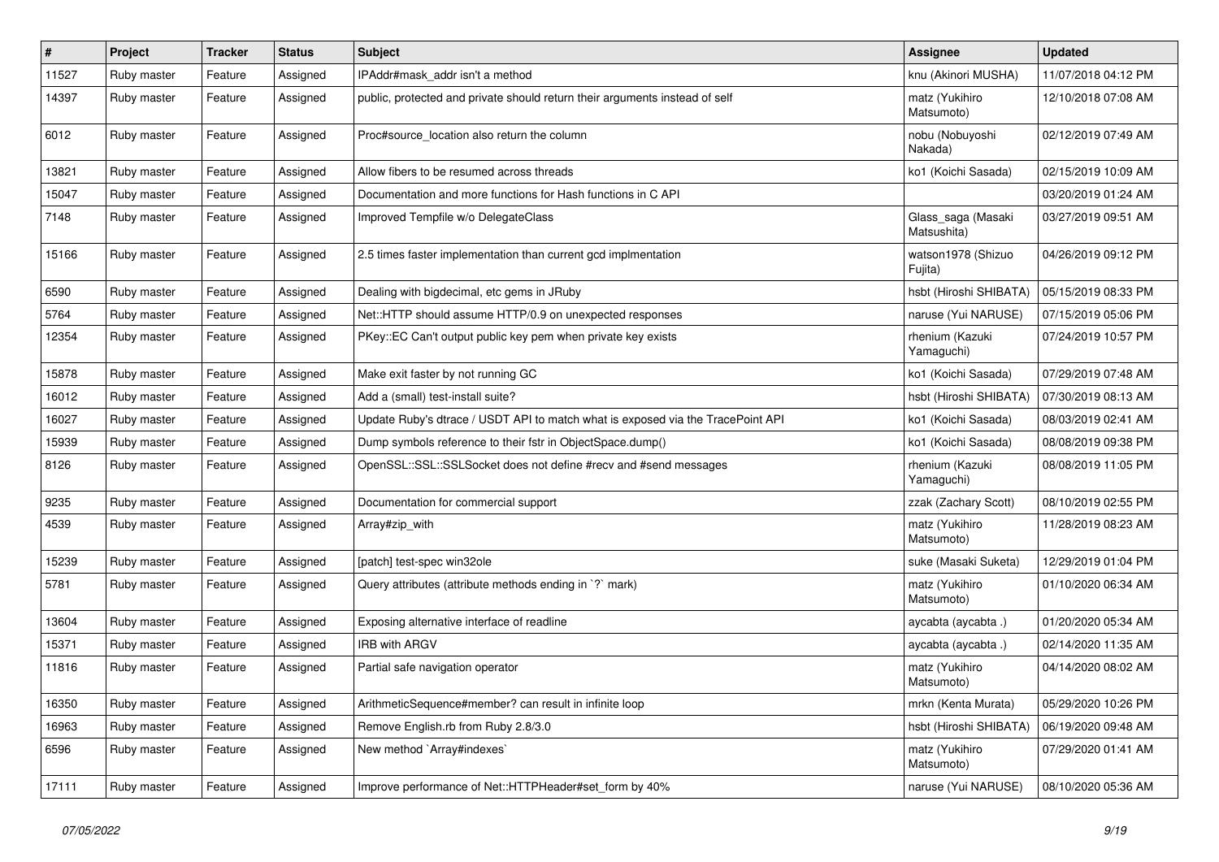| # | Project | Tracker | Status | Subject | Assignee | Updated |
|---|---|---|---|---|---|---|
| 11527 | Ruby master | Feature | Assigned | IPAddr#mask_addr isn't a method | knu (Akinori MUSHA) | 11/07/2018 04:12 PM |
| 14397 | Ruby master | Feature | Assigned | public, protected and private should return their arguments instead of self | matz (Yukihiro Matsumoto) | 12/10/2018 07:08 AM |
| 6012 | Ruby master | Feature | Assigned | Proc#source_location also return the column | nobu (Nobuyoshi Nakada) | 02/12/2019 07:49 AM |
| 13821 | Ruby master | Feature | Assigned | Allow fibers to be resumed across threads | ko1 (Koichi Sasada) | 02/15/2019 10:09 AM |
| 15047 | Ruby master | Feature | Assigned | Documentation and more functions for Hash functions in C API | | 03/20/2019 01:24 AM |
| 7148 | Ruby master | Feature | Assigned | Improved Tempfile w/o DelegateClass | Glass_saga (Masaki Matsushita) | 03/27/2019 09:51 AM |
| 15166 | Ruby master | Feature | Assigned | 2.5 times faster implementation than current gcd implmentation | watson1978 (Shizuo Fujita) | 04/26/2019 09:12 PM |
| 6590 | Ruby master | Feature | Assigned | Dealing with bigdecimal, etc gems in JRuby | hsbt (Hiroshi SHIBATA) | 05/15/2019 08:33 PM |
| 5764 | Ruby master | Feature | Assigned | Net::HTTP should assume HTTP/0.9 on unexpected responses | naruse (Yui NARUSE) | 07/15/2019 05:06 PM |
| 12354 | Ruby master | Feature | Assigned | PKey::EC Can't output public key pem when private key exists | rhenium (Kazuki Yamaguchi) | 07/24/2019 10:57 PM |
| 15878 | Ruby master | Feature | Assigned | Make exit faster by not running GC | ko1 (Koichi Sasada) | 07/29/2019 07:48 AM |
| 16012 | Ruby master | Feature | Assigned | Add a (small) test-install suite? | hsbt (Hiroshi SHIBATA) | 07/30/2019 08:13 AM |
| 16027 | Ruby master | Feature | Assigned | Update Ruby's dtrace / USDT API to match what is exposed via the TracePoint API | ko1 (Koichi Sasada) | 08/03/2019 02:41 AM |
| 15939 | Ruby master | Feature | Assigned | Dump symbols reference to their fstr in ObjectSpace.dump() | ko1 (Koichi Sasada) | 08/08/2019 09:38 PM |
| 8126 | Ruby master | Feature | Assigned | OpenSSL::SSL::SSLSocket does not define #recv and #send messages | rhenium (Kazuki Yamaguchi) | 08/08/2019 11:05 PM |
| 9235 | Ruby master | Feature | Assigned | Documentation for commercial support | zzak (Zachary Scott) | 08/10/2019 02:55 PM |
| 4539 | Ruby master | Feature | Assigned | Array#zip_with | matz (Yukihiro Matsumoto) | 11/28/2019 08:23 AM |
| 15239 | Ruby master | Feature | Assigned | [patch] test-spec win32ole | suke (Masaki Suketa) | 12/29/2019 01:04 PM |
| 5781 | Ruby master | Feature | Assigned | Query attributes (attribute methods ending in `?` mark) | matz (Yukihiro Matsumoto) | 01/10/2020 06:34 AM |
| 13604 | Ruby master | Feature | Assigned | Exposing alternative interface of readline | aycabta (aycabta .) | 01/20/2020 05:34 AM |
| 15371 | Ruby master | Feature | Assigned | IRB with ARGV | aycabta (aycabta .) | 02/14/2020 11:35 AM |
| 11816 | Ruby master | Feature | Assigned | Partial safe navigation operator | matz (Yukihiro Matsumoto) | 04/14/2020 08:02 AM |
| 16350 | Ruby master | Feature | Assigned | ArithmeticSequence#member? can result in infinite loop | mrkn (Kenta Murata) | 05/29/2020 10:26 PM |
| 16963 | Ruby master | Feature | Assigned | Remove English.rb from Ruby 2.8/3.0 | hsbt (Hiroshi SHIBATA) | 06/19/2020 09:48 AM |
| 6596 | Ruby master | Feature | Assigned | New method `Array#indexes` | matz (Yukihiro Matsumoto) | 07/29/2020 01:41 AM |
| 17111 | Ruby master | Feature | Assigned | Improve performance of Net::HTTPHeader#set_form by 40% | naruse (Yui NARUSE) | 08/10/2020 05:36 AM |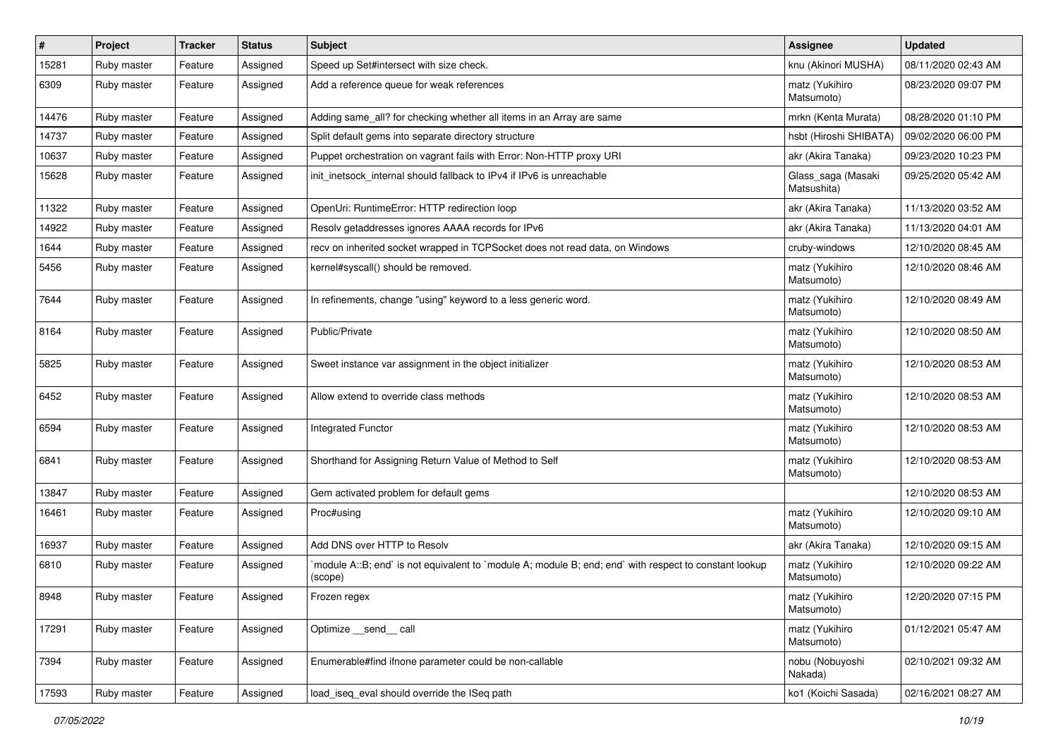| # | Project | Tracker | Status | Subject | Assignee | Updated |
|---|---|---|---|---|---|---|
| 15281 | Ruby master | Feature | Assigned | Speed up Set#intersect with size check. | knu (Akinori MUSHA) | 08/11/2020 02:43 AM |
| 6309 | Ruby master | Feature | Assigned | Add a reference queue for weak references | matz (Yukihiro Matsumoto) | 08/23/2020 09:07 PM |
| 14476 | Ruby master | Feature | Assigned | Adding same_all? for checking whether all items in an Array are same | mrkn (Kenta Murata) | 08/28/2020 01:10 PM |
| 14737 | Ruby master | Feature | Assigned | Split default gems into separate directory structure | hsbt (Hiroshi SHIBATA) | 09/02/2020 06:00 PM |
| 10637 | Ruby master | Feature | Assigned | Puppet orchestration on vagrant fails with Error: Non-HTTP proxy URI | akr (Akira Tanaka) | 09/23/2020 10:23 PM |
| 15628 | Ruby master | Feature | Assigned | init_inetsock_internal should fallback to IPv4 if IPv6 is unreachable | Glass_saga (Masaki Matsushita) | 09/25/2020 05:42 AM |
| 11322 | Ruby master | Feature | Assigned | OpenUri: RuntimeError: HTTP redirection loop | akr (Akira Tanaka) | 11/13/2020 03:52 AM |
| 14922 | Ruby master | Feature | Assigned | Resolv getaddresses ignores AAAA records for IPv6 | akr (Akira Tanaka) | 11/13/2020 04:01 AM |
| 1644 | Ruby master | Feature | Assigned | recv on inherited socket wrapped in TCPSocket does not read data, on Windows | cruby-windows | 12/10/2020 08:45 AM |
| 5456 | Ruby master | Feature | Assigned | kernel#syscall() should be removed. | matz (Yukihiro Matsumoto) | 12/10/2020 08:46 AM |
| 7644 | Ruby master | Feature | Assigned | In refinements, change "using" keyword to a less generic word. | matz (Yukihiro Matsumoto) | 12/10/2020 08:49 AM |
| 8164 | Ruby master | Feature | Assigned | Public/Private | matz (Yukihiro Matsumoto) | 12/10/2020 08:50 AM |
| 5825 | Ruby master | Feature | Assigned | Sweet instance var assignment in the object initializer | matz (Yukihiro Matsumoto) | 12/10/2020 08:53 AM |
| 6452 | Ruby master | Feature | Assigned | Allow extend to override class methods | matz (Yukihiro Matsumoto) | 12/10/2020 08:53 AM |
| 6594 | Ruby master | Feature | Assigned | Integrated Functor | matz (Yukihiro Matsumoto) | 12/10/2020 08:53 AM |
| 6841 | Ruby master | Feature | Assigned | Shorthand for Assigning Return Value of Method to Self | matz (Yukihiro Matsumoto) | 12/10/2020 08:53 AM |
| 13847 | Ruby master | Feature | Assigned | Gem activated problem for default gems | | 12/10/2020 08:53 AM |
| 16461 | Ruby master | Feature | Assigned | Proc#using | matz (Yukihiro Matsumoto) | 12/10/2020 09:10 AM |
| 16937 | Ruby master | Feature | Assigned | Add DNS over HTTP to Resolv | akr (Akira Tanaka) | 12/10/2020 09:15 AM |
| 6810 | Ruby master | Feature | Assigned | `module A::B; end` is not equivalent to `module A; module B; end; end` with respect to constant lookup (scope) | matz (Yukihiro Matsumoto) | 12/10/2020 09:22 AM |
| 8948 | Ruby master | Feature | Assigned | Frozen regex | matz (Yukihiro Matsumoto) | 12/20/2020 07:15 PM |
| 17291 | Ruby master | Feature | Assigned | Optimize __send__ call | matz (Yukihiro Matsumoto) | 01/12/2021 05:47 AM |
| 7394 | Ruby master | Feature | Assigned | Enumerable#find ifnone parameter could be non-callable | nobu (Nobuyoshi Nakada) | 02/10/2021 09:32 AM |
| 17593 | Ruby master | Feature | Assigned | load_iseq_eval should override the ISeq path | ko1 (Koichi Sasada) | 02/16/2021 08:27 AM |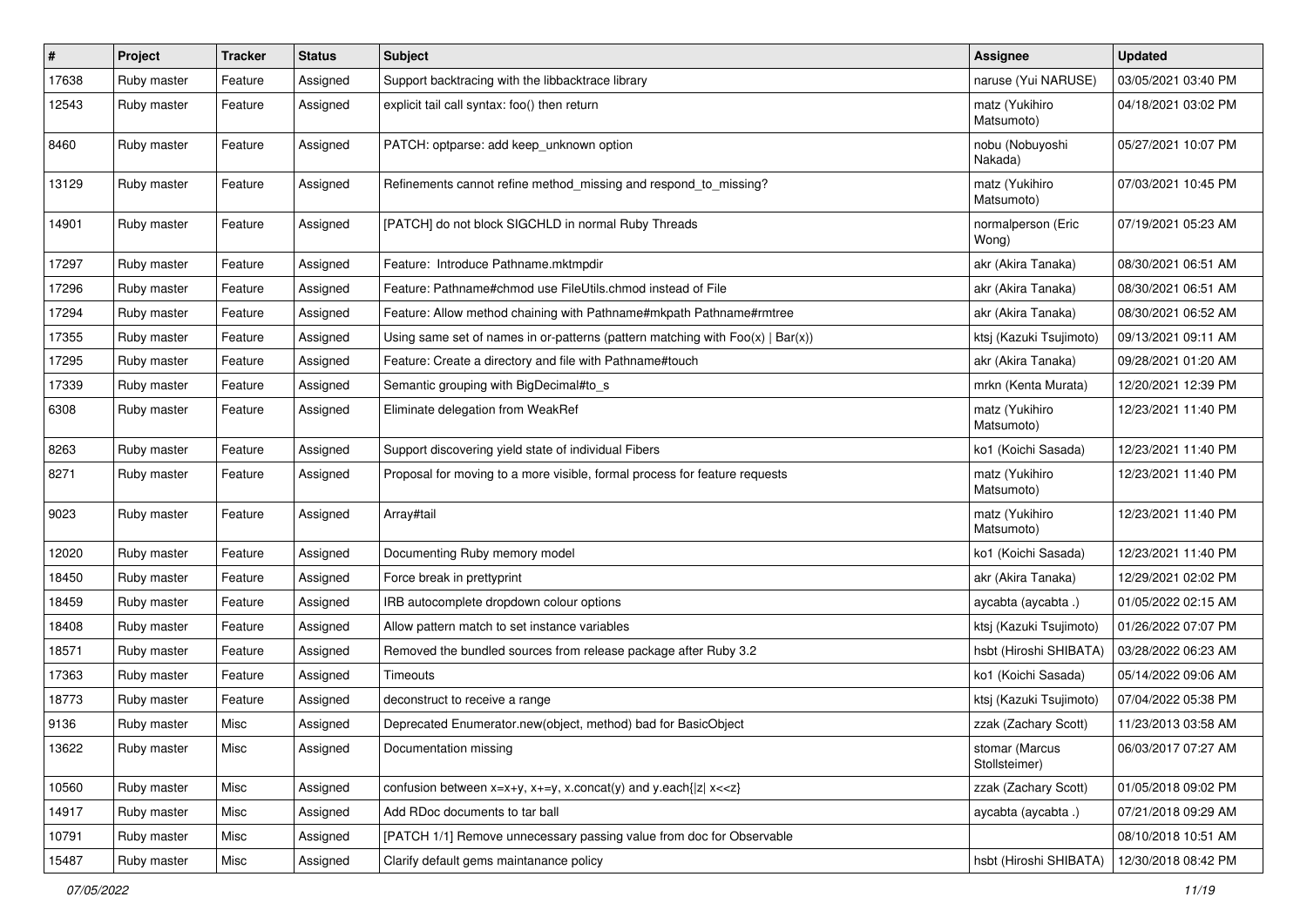| # | Project | Tracker | Status | Subject | Assignee | Updated |
|---|---|---|---|---|---|---|
| 17638 | Ruby master | Feature | Assigned | Support backtracing with the libbacktrace library | naruse (Yui NARUSE) | 03/05/2021 03:40 PM |
| 12543 | Ruby master | Feature | Assigned | explicit tail call syntax: foo() then return | matz (Yukihiro Matsumoto) | 04/18/2021 03:02 PM |
| 8460 | Ruby master | Feature | Assigned | PATCH: optparse: add keep_unknown option | nobu (Nobuyoshi Nakada) | 05/27/2021 10:07 PM |
| 13129 | Ruby master | Feature | Assigned | Refinements cannot refine method_missing and respond_to_missing? | matz (Yukihiro Matsumoto) | 07/03/2021 10:45 PM |
| 14901 | Ruby master | Feature | Assigned | [PATCH] do not block SIGCHLD in normal Ruby Threads | normalperson (Eric Wong) | 07/19/2021 05:23 AM |
| 17297 | Ruby master | Feature | Assigned | Feature: Introduce Pathname.mktmpdir | akr (Akira Tanaka) | 08/30/2021 06:51 AM |
| 17296 | Ruby master | Feature | Assigned | Feature: Pathname#chmod use FileUtils.chmod instead of File | akr (Akira Tanaka) | 08/30/2021 06:51 AM |
| 17294 | Ruby master | Feature | Assigned | Feature: Allow method chaining with Pathname#mkpath Pathname#rmtree | akr (Akira Tanaka) | 08/30/2021 06:52 AM |
| 17355 | Ruby master | Feature | Assigned | Using same set of names in or-patterns (pattern matching with Foo(x) \| Bar(x)) | ktsj (Kazuki Tsujimoto) | 09/13/2021 09:11 AM |
| 17295 | Ruby master | Feature | Assigned | Feature: Create a directory and file with Pathname#touch | akr (Akira Tanaka) | 09/28/2021 01:20 AM |
| 17339 | Ruby master | Feature | Assigned | Semantic grouping with BigDecimal#to_s | mrkn (Kenta Murata) | 12/20/2021 12:39 PM |
| 6308 | Ruby master | Feature | Assigned | Eliminate delegation from WeakRef | matz (Yukihiro Matsumoto) | 12/23/2021 11:40 PM |
| 8263 | Ruby master | Feature | Assigned | Support discovering yield state of individual Fibers | ko1 (Koichi Sasada) | 12/23/2021 11:40 PM |
| 8271 | Ruby master | Feature | Assigned | Proposal for moving to a more visible, formal process for feature requests | matz (Yukihiro Matsumoto) | 12/23/2021 11:40 PM |
| 9023 | Ruby master | Feature | Assigned | Array#tail | matz (Yukihiro Matsumoto) | 12/23/2021 11:40 PM |
| 12020 | Ruby master | Feature | Assigned | Documenting Ruby memory model | ko1 (Koichi Sasada) | 12/23/2021 11:40 PM |
| 18450 | Ruby master | Feature | Assigned | Force break in prettyprint | akr (Akira Tanaka) | 12/29/2021 02:02 PM |
| 18459 | Ruby master | Feature | Assigned | IRB autocomplete dropdown colour options | aycabta (aycabta .) | 01/05/2022 02:15 AM |
| 18408 | Ruby master | Feature | Assigned | Allow pattern match to set instance variables | ktsj (Kazuki Tsujimoto) | 01/26/2022 07:07 PM |
| 18571 | Ruby master | Feature | Assigned | Removed the bundled sources from release package after Ruby 3.2 | hsbt (Hiroshi SHIBATA) | 03/28/2022 06:23 AM |
| 17363 | Ruby master | Feature | Assigned | Timeouts | ko1 (Koichi Sasada) | 05/14/2022 09:06 AM |
| 18773 | Ruby master | Feature | Assigned | deconstruct to receive a range | ktsj (Kazuki Tsujimoto) | 07/04/2022 05:38 PM |
| 9136 | Ruby master | Misc | Assigned | Deprecated Enumerator.new(object, method) bad for BasicObject | zzak (Zachary Scott) | 11/23/2013 03:58 AM |
| 13622 | Ruby master | Misc | Assigned | Documentation missing | stomar (Marcus Stollsteimer) | 06/03/2017 07:27 AM |
| 10560 | Ruby master | Misc | Assigned | confusion between x=x+y, x+=y, x.concat(y) and y.each{\|z\| x<<z} | zzak (Zachary Scott) | 01/05/2018 09:02 PM |
| 14917 | Ruby master | Misc | Assigned | Add RDoc documents to tar ball | aycabta (aycabta .) | 07/21/2018 09:29 AM |
| 10791 | Ruby master | Misc | Assigned | [PATCH 1/1] Remove unnecessary passing value from doc for Observable | | 08/10/2018 10:51 AM |
| 15487 | Ruby master | Misc | Assigned | Clarify default gems maintanance policy | hsbt (Hiroshi SHIBATA) | 12/30/2018 08:42 PM |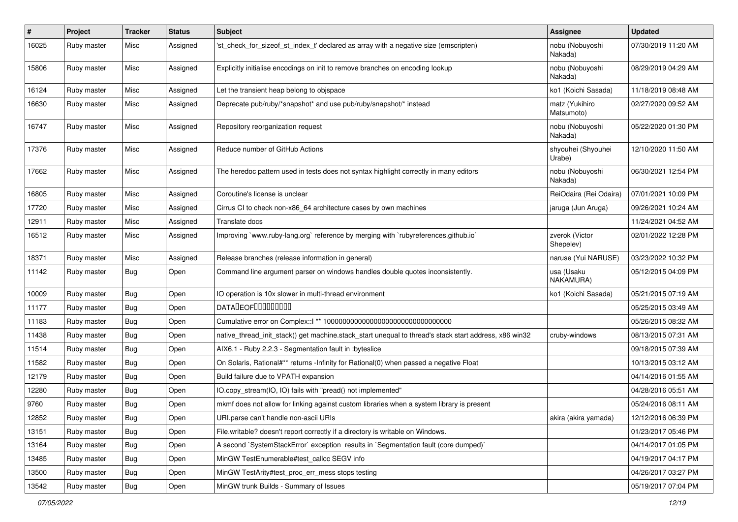| # | Project | Tracker | Status | Subject | Assignee | Updated |
|---|---|---|---|---|---|---|
| 16025 | Ruby master | Misc | Assigned | 'st_check_for_sizeof_st_index_t' declared as array with a negative size (emscripten) | nobu (Nobuyoshi Nakada) | 07/30/2019 11:20 AM |
| 15806 | Ruby master | Misc | Assigned | Explicitly initialise encodings on init to remove branches on encoding lookup | nobu (Nobuyoshi Nakada) | 08/29/2019 04:29 AM |
| 16124 | Ruby master | Misc | Assigned | Let the transient heap belong to objspace | ko1 (Koichi Sasada) | 11/18/2019 08:48 AM |
| 16630 | Ruby master | Misc | Assigned | Deprecate pub/ruby/*snapshot* and use pub/ruby/snapshot/* instead | matz (Yukihiro Matsumoto) | 02/27/2020 09:52 AM |
| 16747 | Ruby master | Misc | Assigned | Repository reorganization request | nobu (Nobuyoshi Nakada) | 05/22/2020 01:30 PM |
| 17376 | Ruby master | Misc | Assigned | Reduce number of GitHub Actions | shyouhei (Shyouhei Urabe) | 12/10/2020 11:50 AM |
| 17662 | Ruby master | Misc | Assigned | The heredoc pattern used in tests does not syntax highlight correctly in many editors | nobu (Nobuyoshi Nakada) | 06/30/2021 12:54 PM |
| 16805 | Ruby master | Misc | Assigned | Coroutine's license is unclear | ReiOdaira (Rei Odaira) | 07/01/2021 10:09 PM |
| 17720 | Ruby master | Misc | Assigned | Cirrus CI to check non-x86_64 architecture cases by own machines | jaruga (Jun Aruga) | 09/26/2021 10:24 AM |
| 12911 | Ruby master | Misc | Assigned | Translate docs | | 11/24/2021 04:52 AM |
| 16512 | Ruby master | Misc | Assigned | Improving `www.ruby-lang.org` reference by merging with `rubyreferences.github.io` | zverok (Victor Shepelev) | 02/01/2022 12:28 PM |
| 18371 | Ruby master | Misc | Assigned | Release branches (release information in general) | naruse (Yui NARUSE) | 03/23/2022 10:32 PM |
| 11142 | Ruby master | Bug | Open | Command line argument parser on windows handles double quotes inconsistently. | usa (Usaku NAKAMURA) | 05/12/2015 04:09 PM |
| 10009 | Ruby master | Bug | Open | IO operation is 10x slower in multi-thread environment | ko1 (Koichi Sasada) | 05/21/2015 07:19 AM |
| 11177 | Ruby master | Bug | Open | DATA�EOF���������� | | 05/25/2015 03:49 AM |
| 11183 | Ruby master | Bug | Open | Cumulative error on Complex::I ** 100000000000000000000000000000000 | | 05/26/2015 08:32 AM |
| 11438 | Ruby master | Bug | Open | native_thread_init_stack() get machine.stack_start unequal to thread's stack start address, x86 win32 | cruby-windows | 08/13/2015 07:31 AM |
| 11514 | Ruby master | Bug | Open | AIX6.1 - Ruby 2.2.3 - Segmentation fault in :byteslice | | 09/18/2015 07:39 AM |
| 11582 | Ruby master | Bug | Open | On Solaris, Rational#** returns -Infinity for Rational(0) when passed a negative Float | | 10/13/2015 03:12 AM |
| 12179 | Ruby master | Bug | Open | Build failure due to VPATH expansion | | 04/14/2016 01:55 AM |
| 12280 | Ruby master | Bug | Open | IO.copy_stream(IO, IO) fails with "pread() not implemented" | | 04/28/2016 05:51 AM |
| 9760 | Ruby master | Bug | Open | mkmf does not allow for linking against custom libraries when a system library is present | | 05/24/2016 08:11 AM |
| 12852 | Ruby master | Bug | Open | URI.parse can't handle non-ascii URIs | akira (akira yamada) | 12/12/2016 06:39 PM |
| 13151 | Ruby master | Bug | Open | File.writable? doesn't report correctly if a directory is writable on Windows. | | 01/23/2017 05:46 PM |
| 13164 | Ruby master | Bug | Open | A second `SystemStackError` exception results in `Segmentation fault (core dumped)` | | 04/14/2017 01:05 PM |
| 13485 | Ruby master | Bug | Open | MinGW TestEnumerable#test_callcc SEGV info | | 04/19/2017 04:17 PM |
| 13500 | Ruby master | Bug | Open | MinGW TestArity#test_proc_err_mess stops testing | | 04/26/2017 03:27 PM |
| 13542 | Ruby master | Bug | Open | MinGW trunk Builds - Summary of Issues | | 05/19/2017 07:04 PM |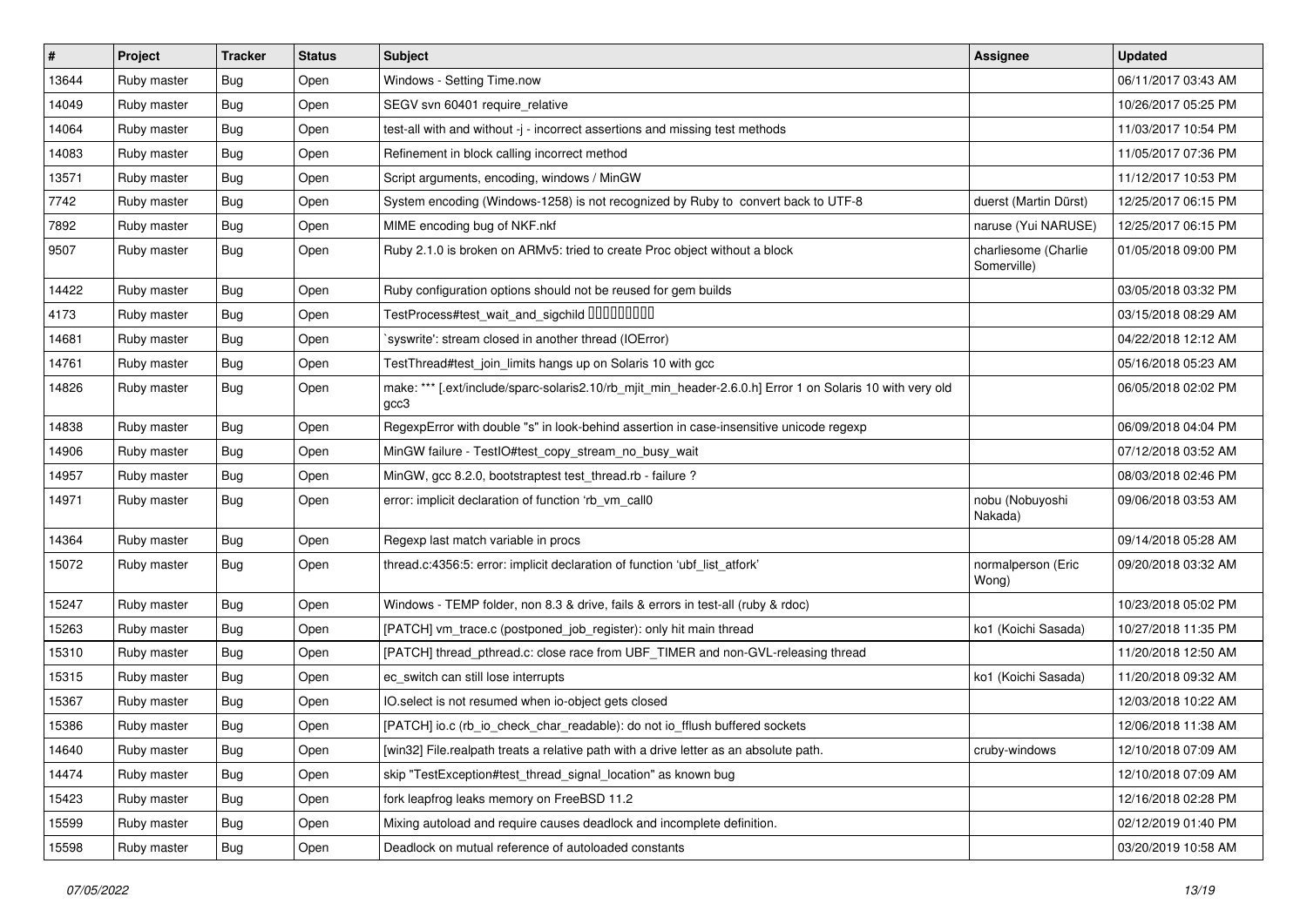| # | Project | Tracker | Status | Subject | Assignee | Updated |
|---|---|---|---|---|---|---|
| 13644 | Ruby master | Bug | Open | Windows - Setting Time.now | | 06/11/2017 03:43 AM |
| 14049 | Ruby master | Bug | Open | SEGV svn 60401 require_relative | | 10/26/2017 05:25 PM |
| 14064 | Ruby master | Bug | Open | test-all with and without -j - incorrect assertions and missing test methods | | 11/03/2017 10:54 PM |
| 14083 | Ruby master | Bug | Open | Refinement in block calling incorrect method | | 11/05/2017 07:36 PM |
| 13571 | Ruby master | Bug | Open | Script arguments, encoding, windows / MinGW | | 11/12/2017 10:53 PM |
| 7742 | Ruby master | Bug | Open | System encoding (Windows-1258) is not recognized by Ruby to convert back to UTF-8 | duerst (Martin Dürst) | 12/25/2017 06:15 PM |
| 7892 | Ruby master | Bug | Open | MIME encoding bug of NKF.nkf | naruse (Yui NARUSE) | 12/25/2017 06:15 PM |
| 9507 | Ruby master | Bug | Open | Ruby 2.1.0 is broken on ARMv5: tried to create Proc object without a block | charliesome (Charlie Somerville) | 01/05/2018 09:00 PM |
| 14422 | Ruby master | Bug | Open | Ruby configuration options should not be reused for gem builds | | 03/05/2018 03:32 PM |
| 4173 | Ruby master | Bug | Open | TestProcess#test_wait_and_sigchild ���������� | | 03/15/2018 08:29 AM |
| 14681 | Ruby master | Bug | Open | `syswrite': stream closed in another thread (IOError) | | 04/22/2018 12:12 AM |
| 14761 | Ruby master | Bug | Open | TestThread#test_join_limits hangs up on Solaris 10 with gcc | | 05/16/2018 05:23 AM |
| 14826 | Ruby master | Bug | Open | make: *** [.ext/include/sparc-solaris2.10/rb_mjit_min_header-2.6.0.h] Error 1 on Solaris 10 with very old gcc3 | | 06/05/2018 02:02 PM |
| 14838 | Ruby master | Bug | Open | RegexpError with double "s" in look-behind assertion in case-insensitive unicode regexp | | 06/09/2018 04:04 PM |
| 14906 | Ruby master | Bug | Open | MinGW failure - TestIO#test_copy_stream_no_busy_wait | | 07/12/2018 03:52 AM |
| 14957 | Ruby master | Bug | Open | MinGW, gcc 8.2.0, bootstraptest test_thread.rb - failure ? | | 08/03/2018 02:46 PM |
| 14971 | Ruby master | Bug | Open | error: implicit declaration of function 'rb_vm_call0 | nobu (Nobuyoshi Nakada) | 09/06/2018 03:53 AM |
| 14364 | Ruby master | Bug | Open | Regexp last match variable in procs | | 09/14/2018 05:28 AM |
| 15072 | Ruby master | Bug | Open | thread.c:4356:5: error: implicit declaration of function 'ubf_list_atfork' | normalperson (Eric Wong) | 09/20/2018 03:32 AM |
| 15247 | Ruby master | Bug | Open | Windows - TEMP folder, non 8.3 & drive, fails & errors in test-all (ruby & rdoc) | | 10/23/2018 05:02 PM |
| 15263 | Ruby master | Bug | Open | [PATCH] vm_trace.c (postponed_job_register): only hit main thread | ko1 (Koichi Sasada) | 10/27/2018 11:35 PM |
| 15310 | Ruby master | Bug | Open | [PATCH] thread_pthread.c: close race from UBF_TIMER and non-GVL-releasing thread | | 11/20/2018 12:50 AM |
| 15315 | Ruby master | Bug | Open | ec_switch can still lose interrupts | ko1 (Koichi Sasada) | 11/20/2018 09:32 AM |
| 15367 | Ruby master | Bug | Open | IO.select is not resumed when io-object gets closed | | 12/03/2018 10:22 AM |
| 15386 | Ruby master | Bug | Open | [PATCH] io.c (rb_io_check_char_readable): do not io_fflush buffered sockets | | 12/06/2018 11:38 AM |
| 14640 | Ruby master | Bug | Open | [win32] File.realpath treats a relative path with a drive letter as an absolute path. | cruby-windows | 12/10/2018 07:09 AM |
| 14474 | Ruby master | Bug | Open | skip "TestException#test_thread_signal_location" as known bug | | 12/10/2018 07:09 AM |
| 15423 | Ruby master | Bug | Open | fork leapfrog leaks memory on FreeBSD 11.2 | | 12/16/2018 02:28 PM |
| 15599 | Ruby master | Bug | Open | Mixing autoload and require causes deadlock and incomplete definition. | | 02/12/2019 01:40 PM |
| 15598 | Ruby master | Bug | Open | Deadlock on mutual reference of autoloaded constants | | 03/20/2019 10:58 AM |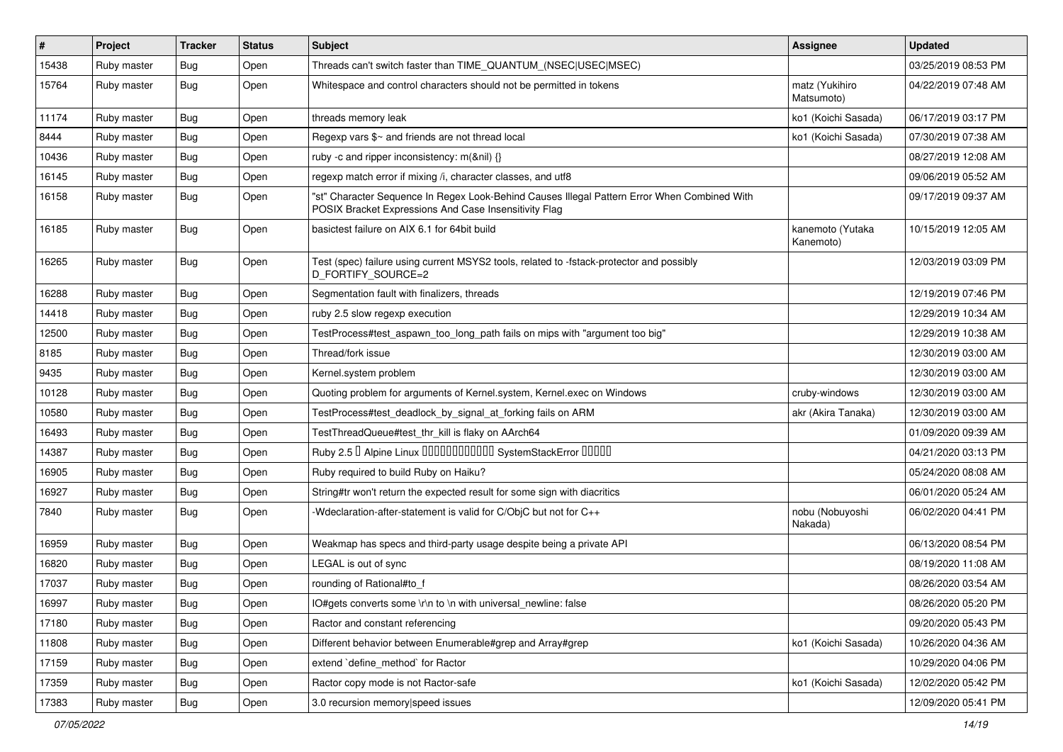| # | Project | Tracker | Status | Subject | Assignee | Updated |
|---|---|---|---|---|---|---|
| 15438 | Ruby master | Bug | Open | Threads can't switch faster than TIME_QUANTUM_(NSEC|USEC|MSEC) | | 03/25/2019 08:53 PM |
| 15764 | Ruby master | Bug | Open | Whitespace and control characters should not be permitted in tokens | matz (Yukihiro Matsumoto) | 04/22/2019 07:48 AM |
| 11174 | Ruby master | Bug | Open | threads memory leak | ko1 (Koichi Sasada) | 06/17/2019 03:17 PM |
| 8444 | Ruby master | Bug | Open | Regexp vars $~ and friends are not thread local | ko1 (Koichi Sasada) | 07/30/2019 07:38 AM |
| 10436 | Ruby master | Bug | Open | ruby -c and ripper inconsistency: m(&nil) {} | | 08/27/2019 12:08 AM |
| 16145 | Ruby master | Bug | Open | regexp match error if mixing /i, character classes, and utf8 | | 09/06/2019 05:52 AM |
| 16158 | Ruby master | Bug | Open | "st" Character Sequence In Regex Look-Behind Causes Illegal Pattern Error When Combined With POSIX Bracket Expressions And Case Insensitivity Flag | | 09/17/2019 09:37 AM |
| 16185 | Ruby master | Bug | Open | basictest failure on AIX 6.1 for 64bit build | kanemoto (Yutaka Kanemoto) | 10/15/2019 12:05 AM |
| 16265 | Ruby master | Bug | Open | Test (spec) failure using current MSYS2 tools, related to -fstack-protector and possibly D_FORTIFY_SOURCE=2 | | 12/03/2019 03:09 PM |
| 16288 | Ruby master | Bug | Open | Segmentation fault with finalizers, threads | | 12/19/2019 07:46 PM |
| 14418 | Ruby master | Bug | Open | ruby 2.5 slow regexp execution | | 12/29/2019 10:34 AM |
| 12500 | Ruby master | Bug | Open | TestProcess#test_aspawn_too_long_path fails on mips with "argument too big" | | 12/29/2019 10:38 AM |
| 8185 | Ruby master | Bug | Open | Thread/fork issue | | 12/30/2019 03:00 AM |
| 9435 | Ruby master | Bug | Open | Kernel.system problem | | 12/30/2019 03:00 AM |
| 10128 | Ruby master | Bug | Open | Quoting problem for arguments of Kernel.system, Kernel.exec on Windows | cruby-windows | 12/30/2019 03:00 AM |
| 10580 | Ruby master | Bug | Open | TestProcess#test_deadlock_by_signal_at_forking fails on ARM | akr (Akira Tanaka) | 12/30/2019 03:00 AM |
| 16493 | Ruby master | Bug | Open | TestThreadQueue#test_thr_kill is flaky on AArch64 | | 01/09/2020 09:39 AM |
| 14387 | Ruby master | Bug | Open | Ruby 2.5 � Alpine Linux ������������ SystemStackError ����� | | 04/21/2020 03:13 PM |
| 16905 | Ruby master | Bug | Open | Ruby required to build Ruby on Haiku? | | 05/24/2020 08:08 AM |
| 16927 | Ruby master | Bug | Open | String#tr won't return the expected result for some sign with diacritics | | 06/01/2020 05:24 AM |
| 7840 | Ruby master | Bug | Open | -Wdeclaration-after-statement is valid for C/ObjC but not for C++ | nobu (Nobuyoshi Nakada) | 06/02/2020 04:41 PM |
| 16959 | Ruby master | Bug | Open | Weakmap has specs and third-party usage despite being a private API | | 06/13/2020 08:54 PM |
| 16820 | Ruby master | Bug | Open | LEGAL is out of sync | | 08/19/2020 11:08 AM |
| 17037 | Ruby master | Bug | Open | rounding of Rational#to_f | | 08/26/2020 03:54 AM |
| 16997 | Ruby master | Bug | Open | IO#gets converts some \r\n to \n with universal_newline: false | | 08/26/2020 05:20 PM |
| 17180 | Ruby master | Bug | Open | Ractor and constant referencing | | 09/20/2020 05:43 PM |
| 11808 | Ruby master | Bug | Open | Different behavior between Enumerable#grep and Array#grep | ko1 (Koichi Sasada) | 10/26/2020 04:36 AM |
| 17159 | Ruby master | Bug | Open | extend `define_method` for Ractor | | 10/29/2020 04:06 PM |
| 17359 | Ruby master | Bug | Open | Ractor copy mode is not Ractor-safe | ko1 (Koichi Sasada) | 12/02/2020 05:42 PM |
| 17383 | Ruby master | Bug | Open | 3.0 recursion memory|speed issues | | 12/09/2020 05:41 PM |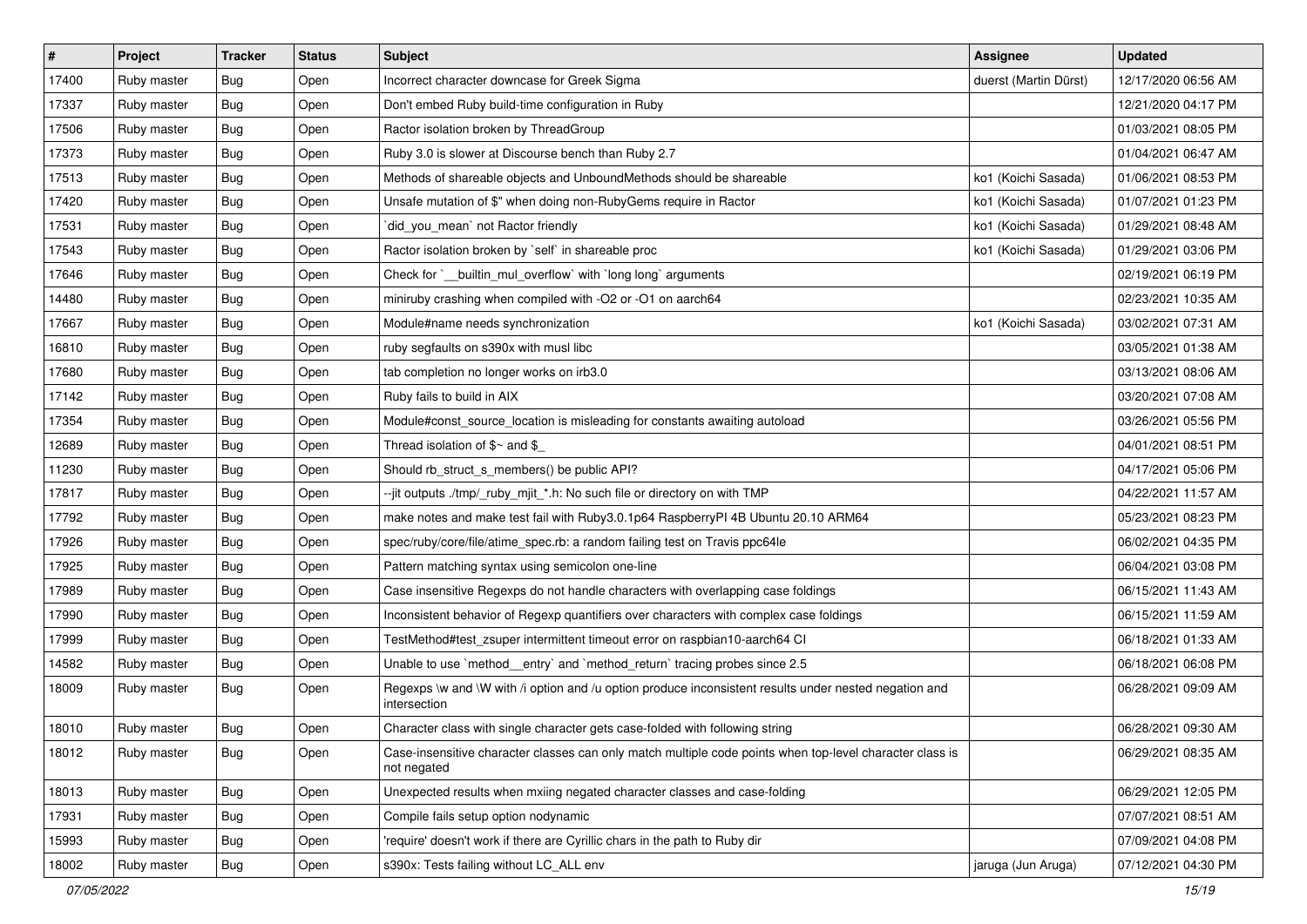| # | Project | Tracker | Status | Subject | Assignee | Updated |
|---|---|---|---|---|---|---|
| 17400 | Ruby master | Bug | Open | Incorrect character downcase for Greek Sigma | duerst (Martin Dürst) | 12/17/2020 06:56 AM |
| 17337 | Ruby master | Bug | Open | Don't embed Ruby build-time configuration in Ruby | | 12/21/2020 04:17 PM |
| 17506 | Ruby master | Bug | Open | Ractor isolation broken by ThreadGroup | | 01/03/2021 08:05 PM |
| 17373 | Ruby master | Bug | Open | Ruby 3.0 is slower at Discourse bench than Ruby 2.7 | | 01/04/2021 06:47 AM |
| 17513 | Ruby master | Bug | Open | Methods of shareable objects and UnboundMethods should be shareable | ko1 (Koichi Sasada) | 01/06/2021 08:53 PM |
| 17420 | Ruby master | Bug | Open | Unsafe mutation of $" when doing non-RubyGems require in Ractor | ko1 (Koichi Sasada) | 01/07/2021 01:23 PM |
| 17531 | Ruby master | Bug | Open | `did_you_mean` not Ractor friendly | ko1 (Koichi Sasada) | 01/29/2021 08:48 AM |
| 17543 | Ruby master | Bug | Open | Ractor isolation broken by `self` in shareable proc | ko1 (Koichi Sasada) | 01/29/2021 03:06 PM |
| 17646 | Ruby master | Bug | Open | Check for `__builtin_mul_overflow` with `long long` arguments | | 02/19/2021 06:19 PM |
| 14480 | Ruby master | Bug | Open | miniruby crashing when compiled with -O2 or -O1 on aarch64 | | 02/23/2021 10:35 AM |
| 17667 | Ruby master | Bug | Open | Module#name needs synchronization | ko1 (Koichi Sasada) | 03/02/2021 07:31 AM |
| 16810 | Ruby master | Bug | Open | ruby segfaults on s390x with musl libc | | 03/05/2021 01:38 AM |
| 17680 | Ruby master | Bug | Open | tab completion no longer works on irb3.0 | | 03/13/2021 08:06 AM |
| 17142 | Ruby master | Bug | Open | Ruby fails to build in AIX | | 03/20/2021 07:08 AM |
| 17354 | Ruby master | Bug | Open | Module#const_source_location is misleading for constants awaiting autoload | | 03/26/2021 05:56 PM |
| 12689 | Ruby master | Bug | Open | Thread isolation of $~ and $_ | | 04/01/2021 08:51 PM |
| 11230 | Ruby master | Bug | Open | Should rb_struct_s_members() be public API? | | 04/17/2021 05:06 PM |
| 17817 | Ruby master | Bug | Open | --jit outputs ./tmp/_ruby_mjit_*.h: No such file or directory on with TMP | | 04/22/2021 11:57 AM |
| 17792 | Ruby master | Bug | Open | make notes and make test fail with Ruby3.0.1p64 RaspberryPI 4B Ubuntu 20.10 ARM64 | | 05/23/2021 08:23 PM |
| 17926 | Ruby master | Bug | Open | spec/ruby/core/file/atime_spec.rb: a random failing test on Travis ppc64le | | 06/02/2021 04:35 PM |
| 17925 | Ruby master | Bug | Open | Pattern matching syntax using semicolon one-line | | 06/04/2021 03:08 PM |
| 17989 | Ruby master | Bug | Open | Case insensitive Regexps do not handle characters with overlapping case foldings | | 06/15/2021 11:43 AM |
| 17990 | Ruby master | Bug | Open | Inconsistent behavior of Regexp quantifiers over characters with complex case foldings | | 06/15/2021 11:59 AM |
| 17999 | Ruby master | Bug | Open | TestMethod#test_zsuper intermittent timeout error on raspbian10-aarch64 CI | | 06/18/2021 01:33 AM |
| 14582 | Ruby master | Bug | Open | Unable to use `method__entry` and `method_return` tracing probes since 2.5 | | 06/18/2021 06:08 PM |
| 18009 | Ruby master | Bug | Open | Regexps \w and \W with /i option and /u option produce inconsistent results under nested negation and intersection | | 06/28/2021 09:09 AM |
| 18010 | Ruby master | Bug | Open | Character class with single character gets case-folded with following string | | 06/28/2021 09:30 AM |
| 18012 | Ruby master | Bug | Open | Case-insensitive character classes can only match multiple code points when top-level character class is not negated | | 06/29/2021 08:35 AM |
| 18013 | Ruby master | Bug | Open | Unexpected results when mxiing negated character classes and case-folding | | 06/29/2021 12:05 PM |
| 17931 | Ruby master | Bug | Open | Compile fails setup option nodynamic | | 07/07/2021 08:51 AM |
| 15993 | Ruby master | Bug | Open | 'require' doesn't work if there are Cyrillic chars in the path to Ruby dir | | 07/09/2021 04:08 PM |
| 18002 | Ruby master | Bug | Open | s390x: Tests failing without LC_ALL env | jaruga (Jun Aruga) | 07/12/2021 04:30 PM |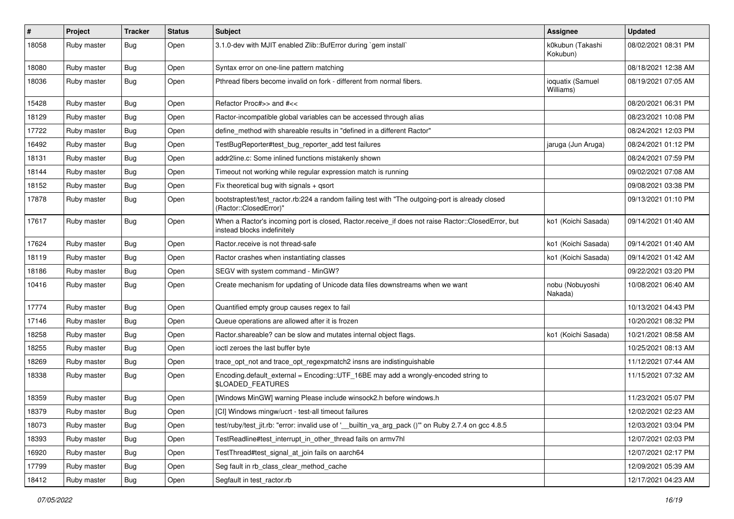| # | Project | Tracker | Status | Subject | Assignee | Updated |
| --- | --- | --- | --- | --- | --- | --- |
| 18058 | Ruby master | Bug | Open | 3.1.0-dev with MJIT enabled Zlib::BufError during `gem install` | k0kubun (Takashi Kokubun) | 08/02/2021 08:31 PM |
| 18080 | Ruby master | Bug | Open | Syntax error on one-line pattern matching | | 08/18/2021 12:38 AM |
| 18036 | Ruby master | Bug | Open | Pthread fibers become invalid on fork - different from normal fibers. | ioquatix (Samuel Williams) | 08/19/2021 07:05 AM |
| 15428 | Ruby master | Bug | Open | Refactor Proc#>> and #<< | | 08/20/2021 06:31 PM |
| 18129 | Ruby master | Bug | Open | Ractor-incompatible global variables can be accessed through alias | | 08/23/2021 10:08 PM |
| 17722 | Ruby master | Bug | Open | define_method with shareable results in "defined in a different Ractor" | | 08/24/2021 12:03 PM |
| 16492 | Ruby master | Bug | Open | TestBugReporter#test_bug_reporter_add test failures | jaruga (Jun Aruga) | 08/24/2021 01:12 PM |
| 18131 | Ruby master | Bug | Open | addr2line.c: Some inlined functions mistakenly shown | | 08/24/2021 07:59 PM |
| 18144 | Ruby master | Bug | Open | Timeout not working while regular expression match is running | | 09/02/2021 07:08 AM |
| 18152 | Ruby master | Bug | Open | Fix theoretical bug with signals + qsort | | 09/08/2021 03:38 PM |
| 17878 | Ruby master | Bug | Open | bootstraptest/test_ractor.rb:224 a random failing test with "The outgoing-port is already closed (Ractor::ClosedError)" | | 09/13/2021 01:10 PM |
| 17617 | Ruby master | Bug | Open | When a Ractor's incoming port is closed, Ractor.receive_if does not raise Ractor::ClosedError, but instead blocks indefinitely | ko1 (Koichi Sasada) | 09/14/2021 01:40 AM |
| 17624 | Ruby master | Bug | Open | Ractor.receive is not thread-safe | ko1 (Koichi Sasada) | 09/14/2021 01:40 AM |
| 18119 | Ruby master | Bug | Open | Ractor crashes when instantiating classes | ko1 (Koichi Sasada) | 09/14/2021 01:42 AM |
| 18186 | Ruby master | Bug | Open | SEGV with system command - MinGW? | | 09/22/2021 03:20 PM |
| 10416 | Ruby master | Bug | Open | Create mechanism for updating of Unicode data files downstreams when we want | nobu (Nobuyoshi Nakada) | 10/08/2021 06:40 AM |
| 17774 | Ruby master | Bug | Open | Quantified empty group causes regex to fail | | 10/13/2021 04:43 PM |
| 17146 | Ruby master | Bug | Open | Queue operations are allowed after it is frozen | | 10/20/2021 08:32 PM |
| 18258 | Ruby master | Bug | Open | Ractor.shareable? can be slow and mutates internal object flags. | ko1 (Koichi Sasada) | 10/21/2021 08:58 AM |
| 18255 | Ruby master | Bug | Open | ioctl zeroes the last buffer byte | | 10/25/2021 08:13 AM |
| 18269 | Ruby master | Bug | Open | trace_opt_not and trace_opt_regexpmatch2 insns are indistinguishable | | 11/12/2021 07:44 AM |
| 18338 | Ruby master | Bug | Open | Encoding.default_external = Encoding::UTF_16BE may add a wrongly-encoded string to $LOADED_FEATURES | | 11/15/2021 07:32 AM |
| 18359 | Ruby master | Bug | Open | [Windows MinGW] warning Please include winsock2.h before windows.h | | 11/23/2021 05:07 PM |
| 18379 | Ruby master | Bug | Open | [CI] Windows mingw/ucrt - test-all timeout failures | | 12/02/2021 02:23 AM |
| 18073 | Ruby master | Bug | Open | test/ruby/test_jit.rb: "error: invalid use of '__builtin_va_arg_pack ()'" on Ruby 2.7.4 on gcc 4.8.5 | | 12/03/2021 03:04 PM |
| 18393 | Ruby master | Bug | Open | TestReadline#test_interrupt_in_other_thread fails on armv7hl | | 12/07/2021 02:03 PM |
| 16920 | Ruby master | Bug | Open | TestThread#test_signal_at_join fails on aarch64 | | 12/07/2021 02:17 PM |
| 17799 | Ruby master | Bug | Open | Seg fault in rb_class_clear_method_cache | | 12/09/2021 05:39 AM |
| 18412 | Ruby master | Bug | Open | Segfault in test_ractor.rb | | 12/17/2021 04:23 AM |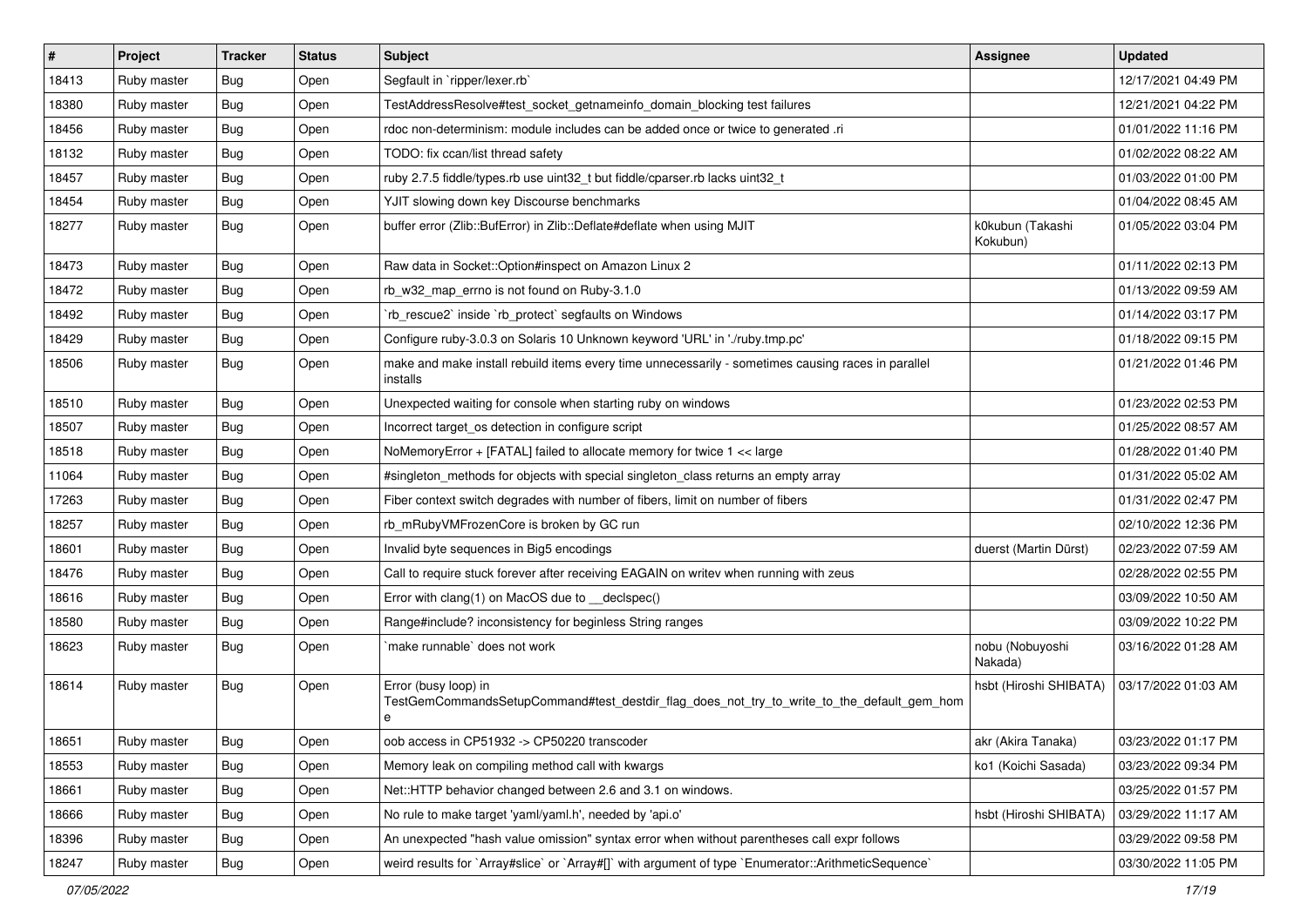| # | Project | Tracker | Status | Subject | Assignee | Updated |
| --- | --- | --- | --- | --- | --- | --- |
| 18413 | Ruby master | Bug | Open | Segfault in `ripper/lexer.rb` | | 12/17/2021 04:49 PM |
| 18380 | Ruby master | Bug | Open | TestAddressResolve#test_socket_getnameinfo_domain_blocking test failures | | 12/21/2021 04:22 PM |
| 18456 | Ruby master | Bug | Open | rdoc non-determinism: module includes can be added once or twice to generated .ri | | 01/01/2022 11:16 PM |
| 18132 | Ruby master | Bug | Open | TODO: fix ccan/list thread safety | | 01/02/2022 08:22 AM |
| 18457 | Ruby master | Bug | Open | ruby 2.7.5 fiddle/types.rb use uint32_t but fiddle/cparser.rb lacks uint32_t | | 01/03/2022 01:00 PM |
| 18454 | Ruby master | Bug | Open | YJIT slowing down key Discourse benchmarks | | 01/04/2022 08:45 AM |
| 18277 | Ruby master | Bug | Open | buffer error (Zlib::BufError) in Zlib::Deflate#deflate when using MJIT | k0kubun (Takashi Kokubun) | 01/05/2022 03:04 PM |
| 18473 | Ruby master | Bug | Open | Raw data in Socket::Option#inspect on Amazon Linux 2 | | 01/11/2022 02:13 PM |
| 18472 | Ruby master | Bug | Open | rb_w32_map_errno is not found on Ruby-3.1.0 | | 01/13/2022 09:59 AM |
| 18492 | Ruby master | Bug | Open | `rb_rescue2` inside `rb_protect` segfaults on Windows | | 01/14/2022 03:17 PM |
| 18429 | Ruby master | Bug | Open | Configure ruby-3.0.3 on Solaris 10 Unknown keyword 'URL' in './ruby.tmp.pc' | | 01/18/2022 09:15 PM |
| 18506 | Ruby master | Bug | Open | make and make install rebuild items every time unnecessarily - sometimes causing races in parallel installs | | 01/21/2022 01:46 PM |
| 18510 | Ruby master | Bug | Open | Unexpected waiting for console when starting ruby on windows | | 01/23/2022 02:53 PM |
| 18507 | Ruby master | Bug | Open | Incorrect target_os detection in configure script | | 01/25/2022 08:57 AM |
| 18518 | Ruby master | Bug | Open | NoMemoryError + [FATAL] failed to allocate memory for twice 1 << large | | 01/28/2022 01:40 PM |
| 11064 | Ruby master | Bug | Open | #singleton_methods for objects with special singleton_class returns an empty array | | 01/31/2022 05:02 AM |
| 17263 | Ruby master | Bug | Open | Fiber context switch degrades with number of fibers, limit on number of fibers | | 01/31/2022 02:47 PM |
| 18257 | Ruby master | Bug | Open | rb_mRubyVMFrozenCore is broken by GC run | | 02/10/2022 12:36 PM |
| 18601 | Ruby master | Bug | Open | Invalid byte sequences in Big5 encodings | duerst (Martin Dürst) | 02/23/2022 07:59 AM |
| 18476 | Ruby master | Bug | Open | Call to require stuck forever after receiving EAGAIN on writev when running with zeus | | 02/28/2022 02:55 PM |
| 18616 | Ruby master | Bug | Open | Error with clang(1) on MacOS due to __declspec() | | 03/09/2022 10:50 AM |
| 18580 | Ruby master | Bug | Open | Range#include? inconsistency for beginless String ranges | | 03/09/2022 10:22 PM |
| 18623 | Ruby master | Bug | Open | `make runnable` does not work | nobu (Nobuyoshi Nakada) | 03/16/2022 01:28 AM |
| 18614 | Ruby master | Bug | Open | Error (busy loop) in TestGemCommandsSetupCommand#test_destdir_flag_does_not_try_to_write_to_the_default_gem_home | hsbt (Hiroshi SHIBATA) | 03/17/2022 01:03 AM |
| 18651 | Ruby master | Bug | Open | oob access in CP51932 -> CP50220 transcoder | akr (Akira Tanaka) | 03/23/2022 01:17 PM |
| 18553 | Ruby master | Bug | Open | Memory leak on compiling method call with kwargs | ko1 (Koichi Sasada) | 03/23/2022 09:34 PM |
| 18661 | Ruby master | Bug | Open | Net::HTTP behavior changed between 2.6 and 3.1 on windows. | | 03/25/2022 01:57 PM |
| 18666 | Ruby master | Bug | Open | No rule to make target 'yaml/yaml.h', needed by 'api.o' | hsbt (Hiroshi SHIBATA) | 03/29/2022 11:17 AM |
| 18396 | Ruby master | Bug | Open | An unexpected "hash value omission" syntax error when without parentheses call expr follows | | 03/29/2022 09:58 PM |
| 18247 | Ruby master | Bug | Open | weird results for `Array#slice` or `Array#[]` with argument of type `Enumerator::ArithmeticSequence` | | 03/30/2022 11:05 PM |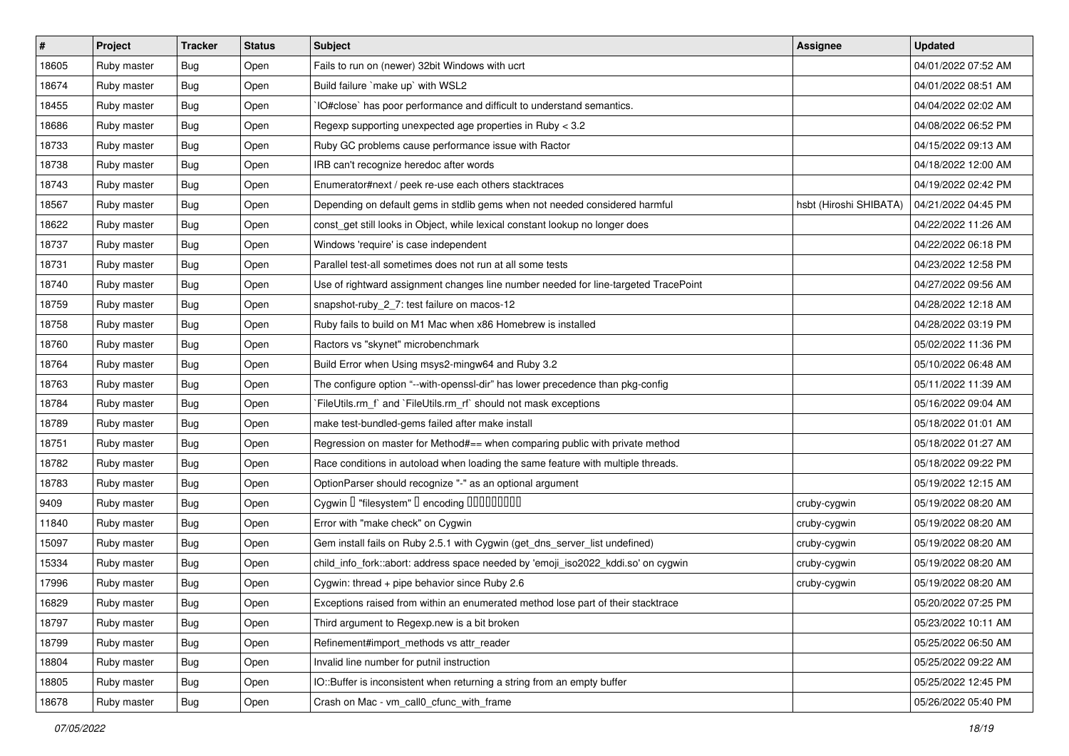| # | Project | Tracker | Status | Subject | Assignee | Updated |
|---|---|---|---|---|---|---|
| 18605 | Ruby master | Bug | Open | Fails to run on (newer) 32bit Windows with ucrt | | 04/01/2022 07:52 AM |
| 18674 | Ruby master | Bug | Open | Build failure `make up` with WSL2 | | 04/01/2022 08:51 AM |
| 18455 | Ruby master | Bug | Open | `IO#close` has poor performance and difficult to understand semantics. | | 04/04/2022 02:02 AM |
| 18686 | Ruby master | Bug | Open | Regexp supporting unexpected age properties in Ruby < 3.2 | | 04/08/2022 06:52 PM |
| 18733 | Ruby master | Bug | Open | Ruby GC problems cause performance issue with Ractor | | 04/15/2022 09:13 AM |
| 18738 | Ruby master | Bug | Open | IRB can't recognize heredoc after words | | 04/18/2022 12:00 AM |
| 18743 | Ruby master | Bug | Open | Enumerator#next / peek re-use each others stacktraces | | 04/19/2022 02:42 PM |
| 18567 | Ruby master | Bug | Open | Depending on default gems in stdlib gems when not needed considered harmful | hsbt (Hiroshi SHIBATA) | 04/21/2022 04:45 PM |
| 18622 | Ruby master | Bug | Open | const_get still looks in Object, while lexical constant lookup no longer does | | 04/22/2022 11:26 AM |
| 18737 | Ruby master | Bug | Open | Windows 'require' is case independent | | 04/22/2022 06:18 PM |
| 18731 | Ruby master | Bug | Open | Parallel test-all sometimes does not run at all some tests | | 04/23/2022 12:58 PM |
| 18740 | Ruby master | Bug | Open | Use of rightward assignment changes line number needed for line-targeted TracePoint | | 04/27/2022 09:56 AM |
| 18759 | Ruby master | Bug | Open | snapshot-ruby_2_7: test failure on macos-12 | | 04/28/2022 12:18 AM |
| 18758 | Ruby master | Bug | Open | Ruby fails to build on M1 Mac when x86 Homebrew is installed | | 04/28/2022 03:19 PM |
| 18760 | Ruby master | Bug | Open | Ractors vs "skynet" microbenchmark | | 05/02/2022 11:36 PM |
| 18764 | Ruby master | Bug | Open | Build Error when Using msys2-mingw64 and Ruby 3.2 | | 05/10/2022 06:48 AM |
| 18763 | Ruby master | Bug | Open | The configure option "--with-openssl-dir" has lower precedence than pkg-config | | 05/11/2022 11:39 AM |
| 18784 | Ruby master | Bug | Open | `FileUtils.rm_f` and `FileUtils.rm_rf` should not mask exceptions | | 05/16/2022 09:04 AM |
| 18789 | Ruby master | Bug | Open | make test-bundled-gems failed after make install | | 05/18/2022 01:01 AM |
| 18751 | Ruby master | Bug | Open | Regression on master for Method#== when comparing public with private method | | 05/18/2022 01:27 AM |
| 18782 | Ruby master | Bug | Open | Race conditions in autoload when loading the same feature with multiple threads. | | 05/18/2022 09:22 PM |
| 18783 | Ruby master | Bug | Open | OptionParser should recognize "-" as an optional argument | | 05/19/2022 12:15 AM |
| 9409 | Ruby master | Bug | Open | Cygwin � "filesystem" � encoding ���������� | cruby-cygwin | 05/19/2022 08:20 AM |
| 11840 | Ruby master | Bug | Open | Error with "make check" on Cygwin | cruby-cygwin | 05/19/2022 08:20 AM |
| 15097 | Ruby master | Bug | Open | Gem install fails on Ruby 2.5.1 with Cygwin (get_dns_server_list undefined) | cruby-cygwin | 05/19/2022 08:20 AM |
| 15334 | Ruby master | Bug | Open | child_info_fork::abort: address space needed by 'emoji_iso2022_kddi.so' on cygwin | cruby-cygwin | 05/19/2022 08:20 AM |
| 17996 | Ruby master | Bug | Open | Cygwin: thread + pipe behavior since Ruby 2.6 | cruby-cygwin | 05/19/2022 08:20 AM |
| 16829 | Ruby master | Bug | Open | Exceptions raised from within an enumerated method lose part of their stacktrace | | 05/20/2022 07:25 PM |
| 18797 | Ruby master | Bug | Open | Third argument to Regexp.new is a bit broken | | 05/23/2022 10:11 AM |
| 18799 | Ruby master | Bug | Open | Refinement#import_methods vs attr_reader | | 05/25/2022 06:50 AM |
| 18804 | Ruby master | Bug | Open | Invalid line number for putnil instruction | | 05/25/2022 09:22 AM |
| 18805 | Ruby master | Bug | Open | IO::Buffer is inconsistent when returning a string from an empty buffer | | 05/25/2022 12:45 PM |
| 18678 | Ruby master | Bug | Open | Crash on Mac - vm_call0_cfunc_with_frame | | 05/26/2022 05:40 PM |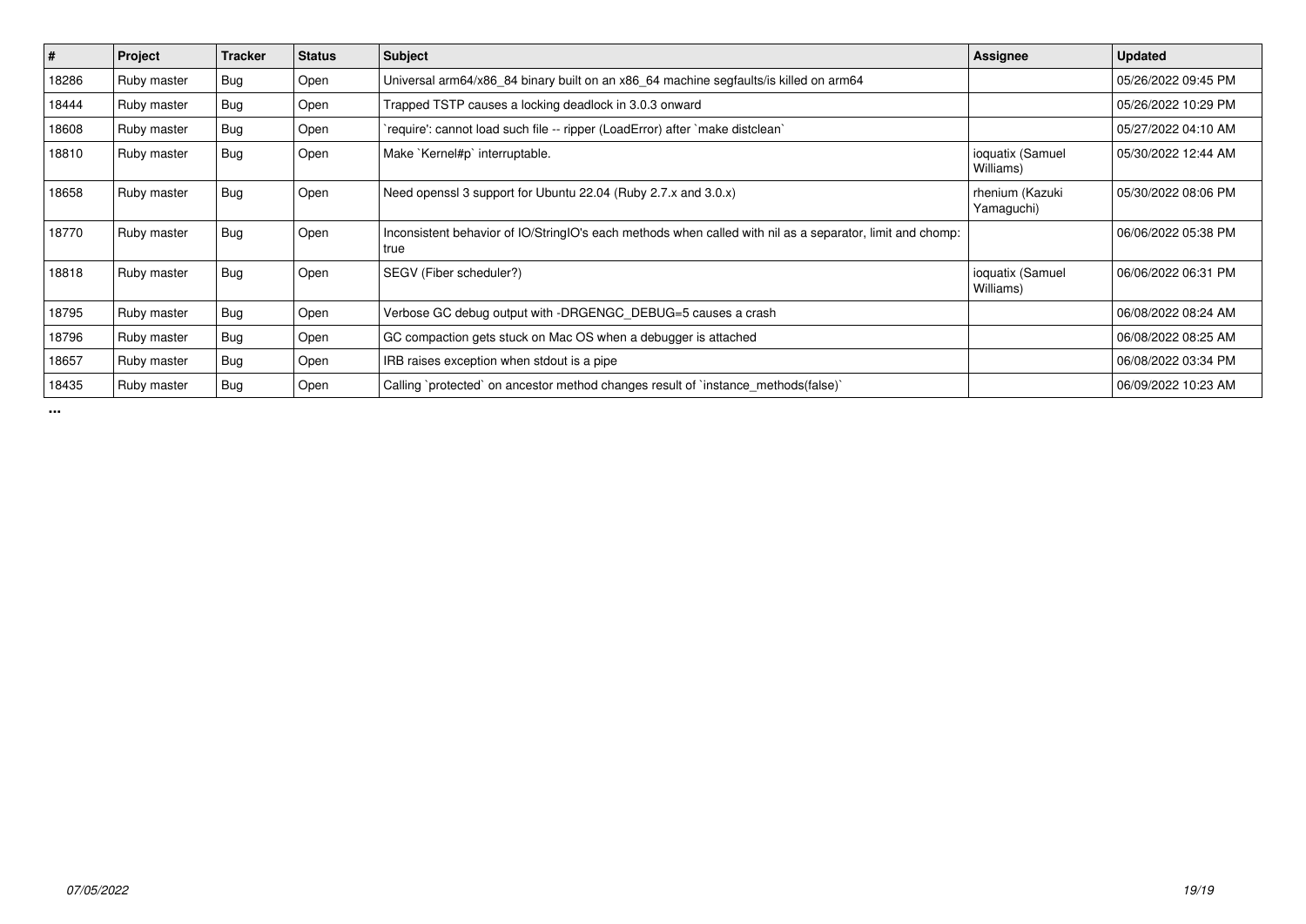| # | Project | Tracker | Status | Subject | Assignee | Updated |
|---|---|---|---|---|---|---|
| 18286 | Ruby master | Bug | Open | Universal arm64/x86_84 binary built on an x86_64 machine segfaults/is killed on arm64 | | 05/26/2022 09:45 PM |
| 18444 | Ruby master | Bug | Open | Trapped TSTP causes a locking deadlock in 3.0.3 onward | | 05/26/2022 10:29 PM |
| 18608 | Ruby master | Bug | Open | `require': cannot load such file -- ripper (LoadError) after `make distclean` | | 05/27/2022 04:10 AM |
| 18810 | Ruby master | Bug | Open | Make `Kernel#p` interruptable. | ioquatix (Samuel Williams) | 05/30/2022 12:44 AM |
| 18658 | Ruby master | Bug | Open | Need openssl 3 support for Ubuntu 22.04 (Ruby 2.7.x and 3.0.x) | rhenium (Kazuki Yamaguchi) | 05/30/2022 08:06 PM |
| 18770 | Ruby master | Bug | Open | Inconsistent behavior of IO/StringIO's each methods when called with nil as a separator, limit and chomp: true | | 06/06/2022 05:38 PM |
| 18818 | Ruby master | Bug | Open | SEGV (Fiber scheduler?) | ioquatix (Samuel Williams) | 06/06/2022 06:31 PM |
| 18795 | Ruby master | Bug | Open | Verbose GC debug output with -DRGENGC_DEBUG=5 causes a crash | | 06/08/2022 08:24 AM |
| 18796 | Ruby master | Bug | Open | GC compaction gets stuck on Mac OS when a debugger is attached | | 06/08/2022 08:25 AM |
| 18657 | Ruby master | Bug | Open | IRB raises exception when stdout is a pipe | | 06/08/2022 03:34 PM |
| 18435 | Ruby master | Bug | Open | Calling `protected` on ancestor method changes result of `instance_methods(false)` | | 06/09/2022 10:23 AM |

...